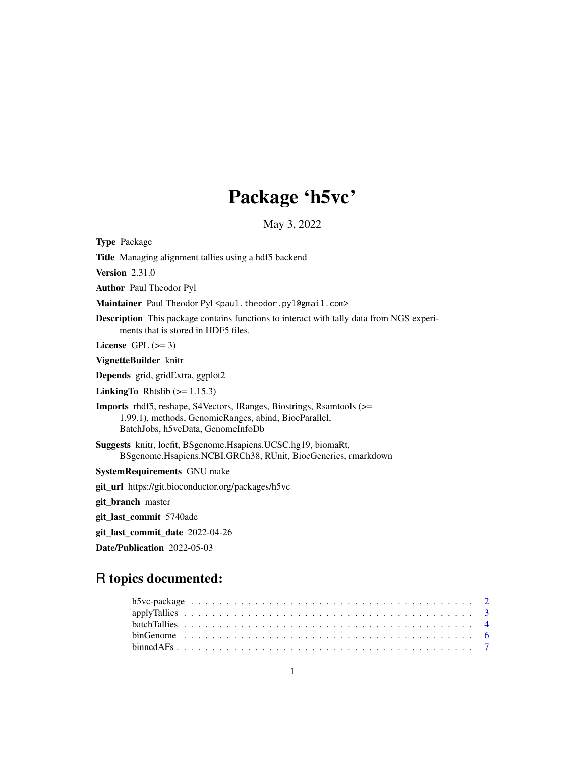# Package 'h5vc'

May 3, 2022

**Type** Package

**Title** Managing alignment tallies using a hdf5 backend

**Version** 2.31.0

**Author** Paul Theodor Pyl

**Maintainer** Paul Theodor Pyl <paul.theodor.pyl@gmail.com>

**Description** This package contains functions to interact with tally data from NGS experiments that is stored in HDF5 files.

**License** GPL (>= 3)

**VignetteBuilder** knitr

**Depends** grid, gridExtra, ggplot2

**LinkingTo** Rhtslib (>= 1.15.3)

**Imports** rhdf5, reshape, S4Vectors, IRanges, Biostrings, Rsamtools (>= 1.99.1), methods, GenomicRanges, abind, BiocParallel, BatchJobs, h5vcData, GenomeInfoDb

**Suggests** knitr, locfit, BSgenome.Hsapiens.UCSC.hg19, biomaRt, BSgenome.Hsapiens.NCBI.GRCh38, RUnit, BiocGenerics, rmarkdown

**SystemRequirements** GNU make

**git_url** https://git.bioconductor.org/packages/h5vc

**git_branch** master

**git_last_commit** 5740ade

**git_last_commit_date** 2022-04-26

**Date/Publication** 2022-05-03

## R topics documented:

- h5vc-package . . . . . . . . . . . . . . . . . . . . . . . . . . . . . . . . . . . . . . 2
- applyTallies . . . . . . . . . . . . . . . . . . . . . . . . . . . . . . . . . . . . . . 3
- batchTallies . . . . . . . . . . . . . . . . . . . . . . . . . . . . . . . . . . . . . . 4
- binGenome . . . . . . . . . . . . . . . . . . . . . . . . . . . . . . . . . . . . . . 6
- binnedAFs . . . . . . . . . . . . . . . . . . . . . . . . . . . . . . . . . . . . . . 7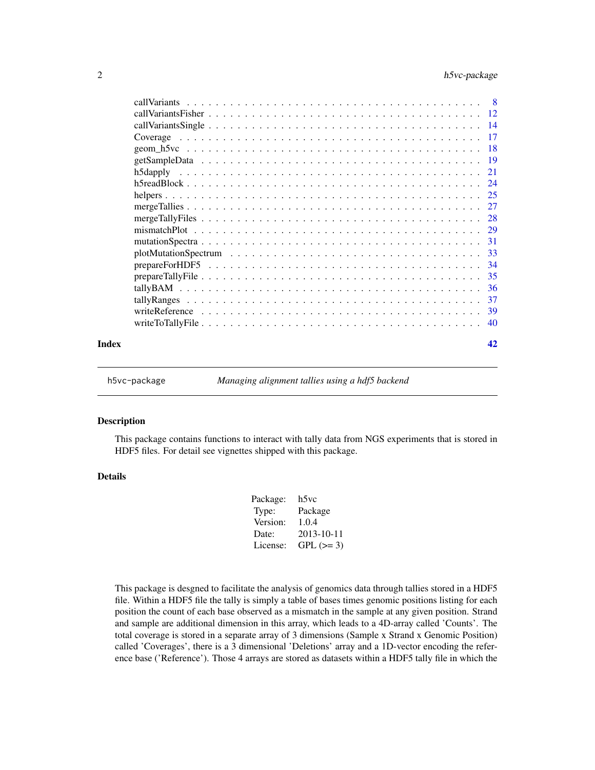callVariants . . . . . . . . . . . . . . . . . . . . . . . . . . . . . . . . . . . . . . . 8
callVariantsFisher . . . . . . . . . . . . . . . . . . . . . . . . . . . . . . . . . . . . 12
callVariantsSingle . . . . . . . . . . . . . . . . . . . . . . . . . . . . . . . . . . . . 14
Coverage . . . . . . . . . . . . . . . . . . . . . . . . . . . . . . . . . . . . . . . . . 17
geom_h5vc . . . . . . . . . . . . . . . . . . . . . . . . . . . . . . . . . . . . . . . . 18
getSampleData . . . . . . . . . . . . . . . . . . . . . . . . . . . . . . . . . . . . . . 19
h5dapply . . . . . . . . . . . . . . . . . . . . . . . . . . . . . . . . . . . . . . . . . 21
h5readBlock . . . . . . . . . . . . . . . . . . . . . . . . . . . . . . . . . . . . . . . 24
helpers . . . . . . . . . . . . . . . . . . . . . . . . . . . . . . . . . . . . . . . . . . 25
mergeTallies . . . . . . . . . . . . . . . . . . . . . . . . . . . . . . . . . . . . . . . 27
mergeTallyFiles . . . . . . . . . . . . . . . . . . . . . . . . . . . . . . . . . . . . . 28
mismatchPlot . . . . . . . . . . . . . . . . . . . . . . . . . . . . . . . . . . . . . . 29
mutationSpectra . . . . . . . . . . . . . . . . . . . . . . . . . . . . . . . . . . . . . 31
plotMutationSpectrum . . . . . . . . . . . . . . . . . . . . . . . . . . . . . . . . . 33
prepareForHDF5 . . . . . . . . . . . . . . . . . . . . . . . . . . . . . . . . . . . . . 34
prepareTallyFile . . . . . . . . . . . . . . . . . . . . . . . . . . . . . . . . . . . . . 35
tallyBAM . . . . . . . . . . . . . . . . . . . . . . . . . . . . . . . . . . . . . . . . . 36
tallyRanges . . . . . . . . . . . . . . . . . . . . . . . . . . . . . . . . . . . . . . . 37
writeReference . . . . . . . . . . . . . . . . . . . . . . . . . . . . . . . . . . . . . . 39
writeToTallyFile . . . . . . . . . . . . . . . . . . . . . . . . . . . . . . . . . . . . . 40

**Index** **42**

---

h5vc-package *Managing alignment tallies using a hdf5 backend*

---

## Description

This package contains functions to interact with tally data from NGS experiments that is stored in HDF5 files. For detail see vignettes shipped with this package.

## Details

| | |
|---|---|
| Package: | h5vc |
| Type: | Package |
| Version: | 1.0.4 |
| Date: | 2013-10-11 |
| License: | GPL (>= 3) |

This package is desgned to facilitate the analysis of genomics data through tallies stored in a HDF5 file. Within a HDF5 file the tally is simply a table of bases times genomic positions listing for each position the count of each base observed as a mismatch in the sample at any given position. Strand and sample are additional dimension in this array, which leads to a 4D-array called 'Counts'. The total coverage is stored in a separate array of 3 dimensions (Sample x Strand x Genomic Position) called 'Coverages', there is a 3 dimensional 'Deletions' array and a 1D-vector encoding the reference base ('Reference'). Those 4 arrays are stored as datasets within a HDF5 tally file in which the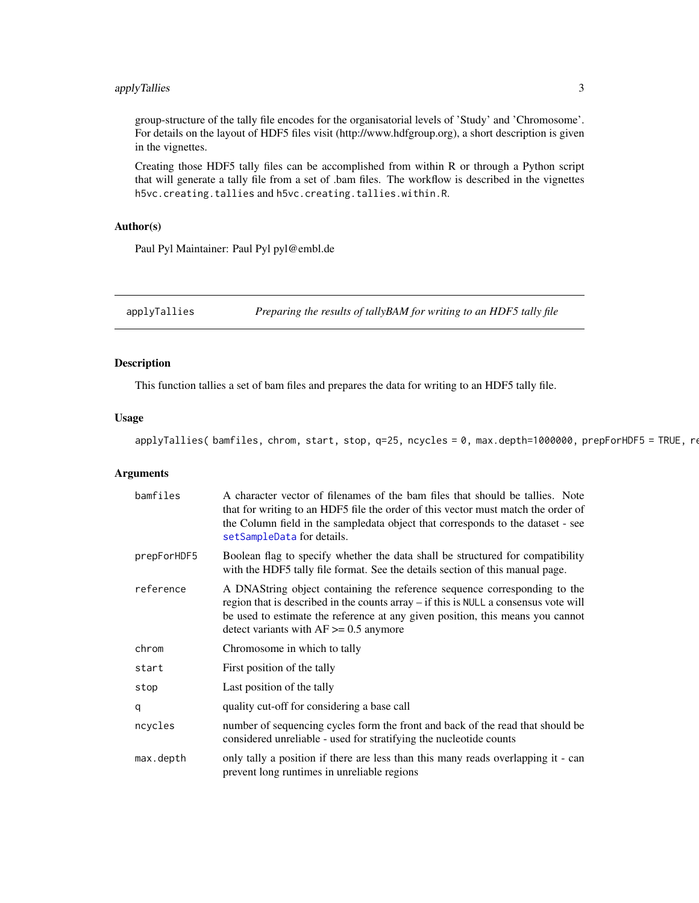group-structure of the tally file encodes for the organisatorial levels of 'Study' and 'Chromosome'. For details on the layout of HDF5 files visit (http://www.hdfgroup.org), a short description is given in the vignettes.

Creating those HDF5 tally files can be accomplished from within R or through a Python script that will generate a tally file from a set of .bam files. The workflow is described in the vignettes `h5vc.creating.tallies` and `h5vc.creating.tallies.within.R`.

### Author(s)

Paul Pyl Maintainer: Paul Pyl pyl@embl.de

---

## applyTallies — *Preparing the results of tallyBAM for writing to an HDF5 tally file*

---

### Description

This function tallies a set of bam files and prepares the data for writing to an HDF5 tally file.

### Usage

```
applyTallies( bamfiles, chrom, start, stop, q=25, ncycles = 0, max.depth=1000000, prepForHDF5 = TRUE, re
```

### Arguments

| | |
|---|---|
| `bamfiles` | A character vector of filenames of the bam files that should be tallies. Note that for writing to an HDF5 file the order of this vector must match the order of the Column field in the sampledata object that corresponds to the dataset - see `setSampleData` for details. |
| `prepForHDF5` | Boolean flag to specify whether the data shall be structured for compatibility with the HDF5 tally file format. See the details section of this manual page. |
| `reference` | A DNAString object containing the reference sequence corresponding to the region that is described in the counts array – if this is `NULL` a consensus vote will be used to estimate the reference at any given position, this means you cannot detect variants with AF >= 0.5 anymore |
| `chrom` | Chromosome in which to tally |
| `start` | First position of the tally |
| `stop` | Last position of the tally |
| `q` | quality cut-off for considering a base call |
| `ncycles` | number of sequencing cycles form the front and back of the read that should be considered unreliable - used for stratifying the nucleotide counts |
| `max.depth` | only tally a position if there are less than this many reads overlapping it - can prevent long runtimes in unreliable regions |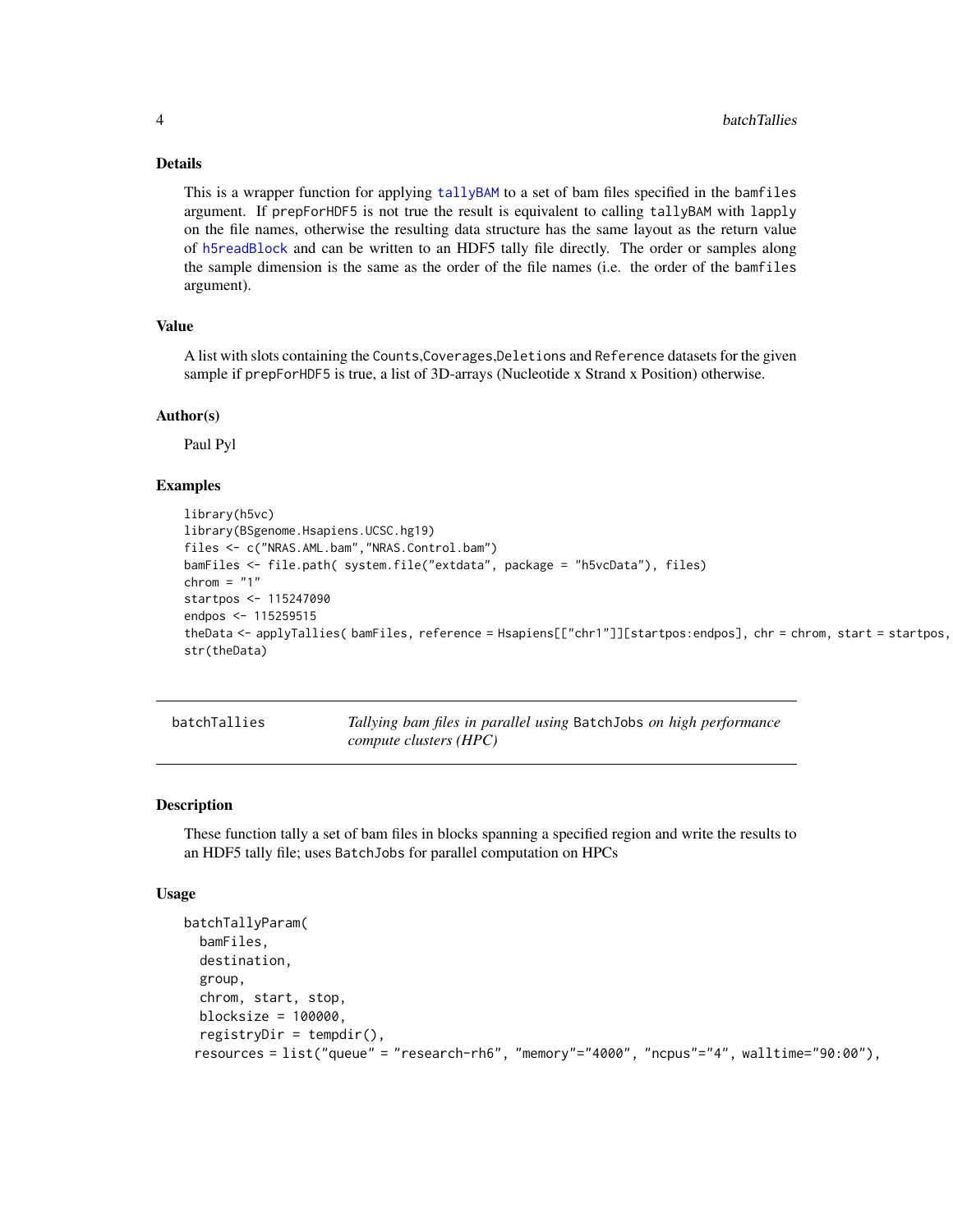### Details

This is a wrapper function for applying `tallyBAM` to a set of bam files specified in the `bamfiles` argument. If `prepForHDF5` is not true the result is equivalent to calling `tallyBAM` with `lapply` on the file names, otherwise the resulting data structure has the same layout as the return value of `h5readBlock` and can be written to an HDF5 tally file directly. The order or samples along the sample dimension is the same as the order of the file names (i.e. the order of the `bamfiles` argument).

### Value

A list with slots containing the `Counts`,`Coverages`,`Deletions` and `Reference` datasets for the given sample if `prepForHDF5` is true, a list of 3D-arrays (Nucleotide x Strand x Position) otherwise.

### Author(s)

Paul Pyl

### Examples

```
library(h5vc)
library(BSgenome.Hsapiens.UCSC.hg19)
files <- c("NRAS.AML.bam","NRAS.Control.bam")
bamFiles <- file.path( system.file("extdata", package = "h5vcData"), files)
chrom = "1"
startpos <- 115247090
endpos <- 115259515
theData <- applyTallies( bamFiles, reference = Hsapiens[["chr1"]][startpos:endpos], chr = chrom, start = startpos,
str(theData)
```

---

## batchTallies — *Tallying bam files in parallel using* BatchJobs *on high performance compute clusters (HPC)*

---

### Description

These function tally a set of bam files in blocks spanning a specified region and write the results to an HDF5 tally file; uses `BatchJobs` for parallel computation on HPCs

### Usage

```
batchTallyParam(
  bamFiles,
  destination,
  group,
  chrom, start, stop,
  blocksize = 100000,
  registryDir = tempdir(),
 resources = list("queue" = "research-rh6", "memory"="4000", "ncpus"="4", walltime="90:00"),
```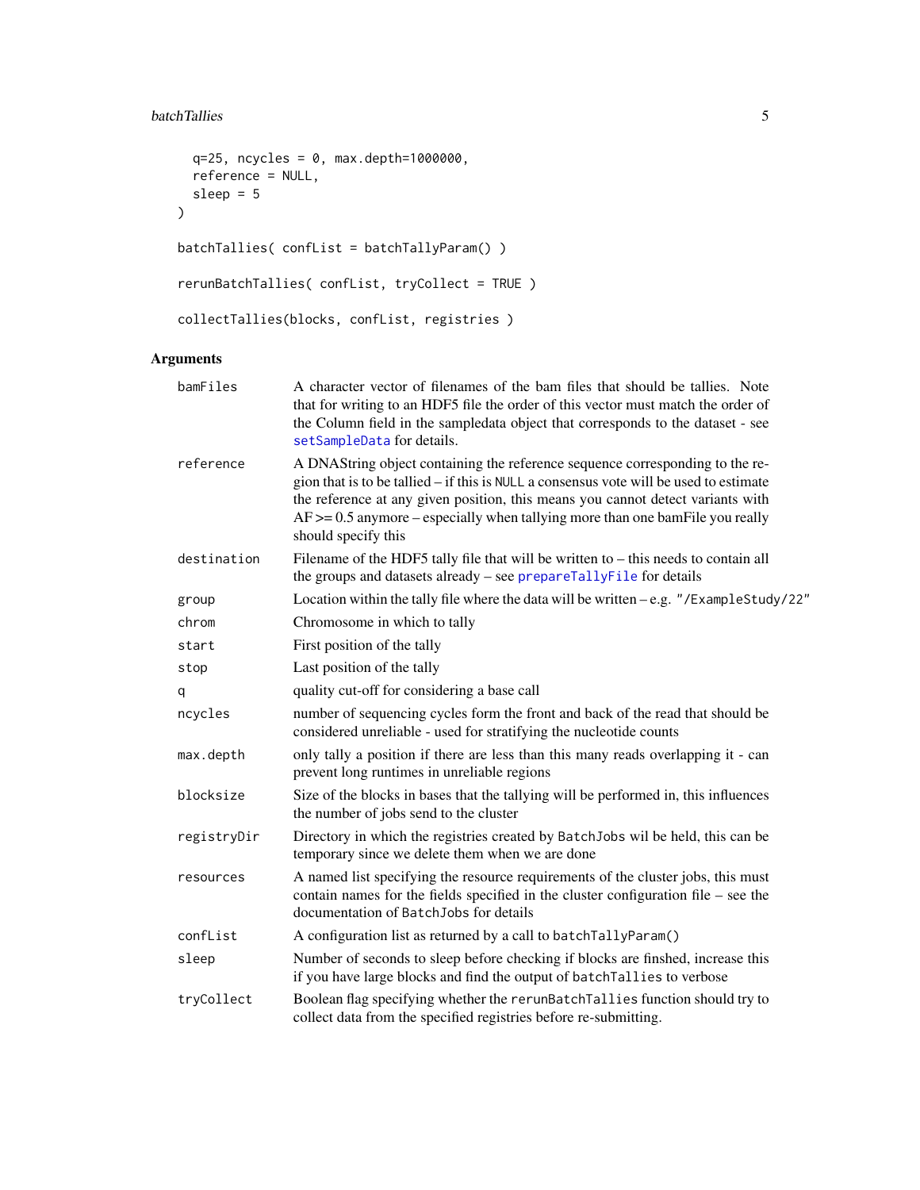```
  q=25, ncycles = 0, max.depth=1000000,
  reference = NULL,
  sleep = 5
)

batchTallies( confList = batchTallyParam() )

rerunBatchTallies( confList, tryCollect = TRUE )

collectTallies(blocks, confList, registries )
```

## Arguments

| | |
|---|---|
| `bamFiles` | A character vector of filenames of the bam files that should be tallies. Note that for writing to an HDF5 file the order of this vector must match the order of the Column field in the sampledata object that corresponds to the dataset - see `setSampleData` for details. |
| `reference` | A DNAString object containing the reference sequence corresponding to the region that is to be tallied – if this is `NULL` a consensus vote will be used to estimate the reference at any given position, this means you cannot detect variants with AF >= 0.5 anymore – especially when tallying more than one bamFile you really should specify this |
| `destination` | Filename of the HDF5 tally file that will be written to – this needs to contain all the groups and datasets already – see `prepareTallyFile` for details |
| `group` | Location within the tally file where the data will be written – e.g. `"/ExampleStudy/22"` |
| `chrom` | Chromosome in which to tally |
| `start` | First position of the tally |
| `stop` | Last position of the tally |
| `q` | quality cut-off for considering a base call |
| `ncycles` | number of sequencing cycles form the front and back of the read that should be considered unreliable - used for stratifying the nucleotide counts |
| `max.depth` | only tally a position if there are less than this many reads overlapping it - can prevent long runtimes in unreliable regions |
| `blocksize` | Size of the blocks in bases that the tallying will be performed in, this influences the number of jobs send to the cluster |
| `registryDir` | Directory in which the registries created by `BatchJobs` wil be held, this can be temporary since we delete them when we are done |
| `resources` | A named list specifying the resource requirements of the cluster jobs, this must contain names for the fields specified in the cluster configuration file – see the documentation of `BatchJobs` for details |
| `confList` | A configuration list as returned by a call to `batchTallyParam()` |
| `sleep` | Number of seconds to sleep before checking if blocks are finshed, increase this if you have large blocks and find the output of `batchTallies` to verbose |
| `tryCollect` | Boolean flag specifying whether the `rerunBatchTallies` function should try to collect data from the specified registries before re-submitting. |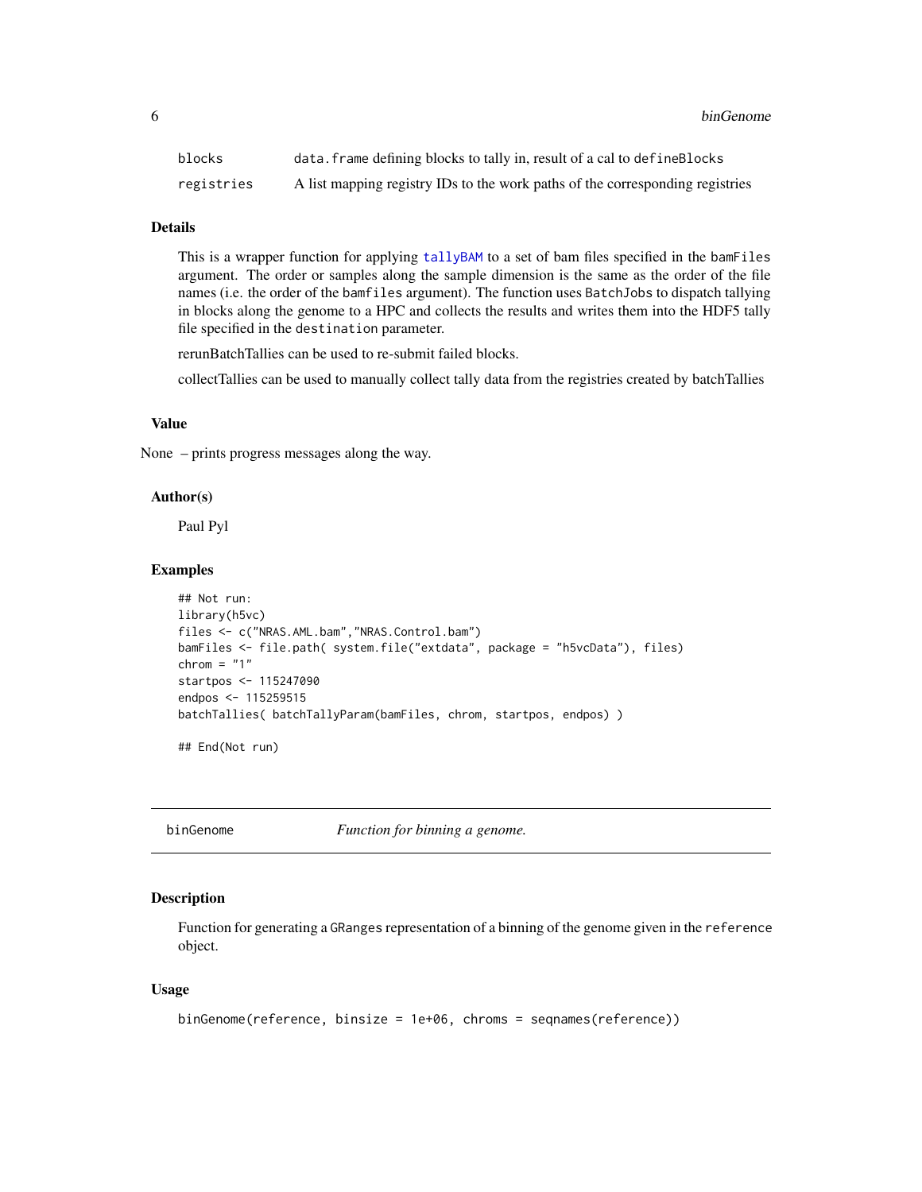| | |
|---|---|
| blocks | data.frame defining blocks to tally in, result of a cal to defineBlocks |
| registries | A list mapping registry IDs to the work paths of the corresponding registries |

### Details

This is a wrapper function for applying tallyBAM to a set of bam files specified in the bamFiles argument. The order or samples along the sample dimension is the same as the order of the file names (i.e. the order of the bamfiles argument). The function uses BatchJobs to dispatch tallying in blocks along the genome to a HPC and collects the results and writes them into the HDF5 tally file specified in the destination parameter.

rerunBatchTallies can be used to re-submit failed blocks.

collectTallies can be used to manually collect tally data from the registries created by batchTallies

### Value

None – prints progress messages along the way.

### Author(s)

Paul Pyl

### Examples

```
## Not run:
library(h5vc)
files <- c("NRAS.AML.bam","NRAS.Control.bam")
bamFiles <- file.path( system.file("extdata", package = "h5vcData"), files)
chrom = "1"
startpos <- 115247090
endpos <- 115259515
batchTallies( batchTallyParam(bamFiles, chrom, startpos, endpos) )

## End(Not run)
```

## binGenome — *Function for binning a genome.*

### Description

Function for generating a GRanges representation of a binning of the genome given in the reference object.

### Usage

```
binGenome(reference, binsize = 1e+06, chroms = seqnames(reference))
```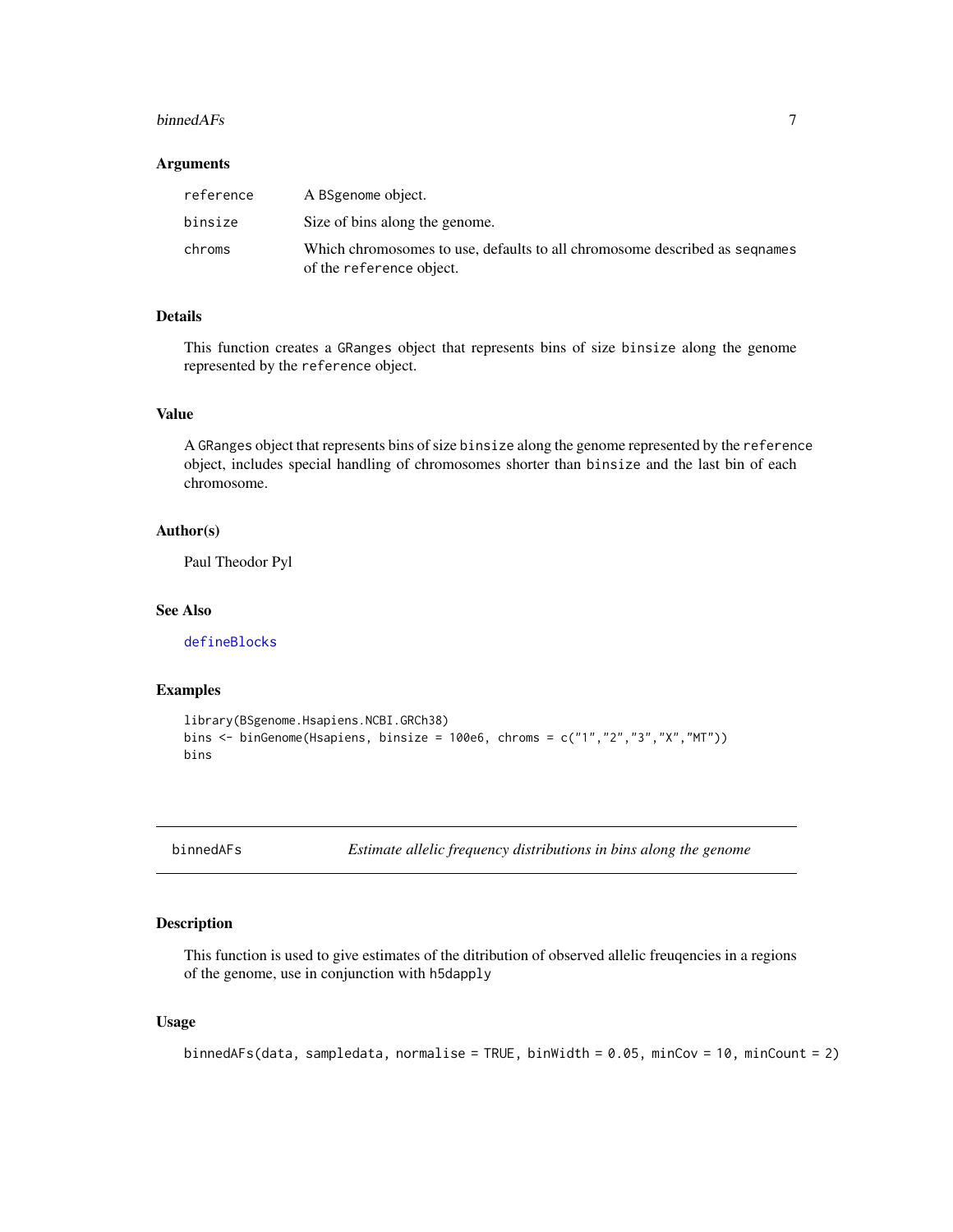### Arguments

| | |
|---|---|
| reference | A BSgenome object. |
| binsize | Size of bins along the genome. |
| chroms | Which chromosomes to use, defaults to all chromosome described as seqnames of the reference object. |

### Details

This function creates a GRanges object that represents bins of size binsize along the genome represented by the reference object.

### Value

A GRanges object that represents bins of size binsize along the genome represented by the reference object, includes special handling of chromosomes shorter than binsize and the last bin of each chromosome.

### Author(s)

Paul Theodor Pyl

### See Also

defineBlocks

### Examples

```
library(BSgenome.Hsapiens.NCBI.GRCh38)
bins <- binGenome(Hsapiens, binsize = 100e6, chroms = c("1","2","3","X","MT"))
bins
```

---

## binnedAFs — *Estimate allelic frequency distributions in bins along the genome*

### Description

This function is used to give estimates of the ditribution of observed allelic freuqencies in a regions of the genome, use in conjunction with h5dapply

### Usage

```
binnedAFs(data, sampledata, normalise = TRUE, binWidth = 0.05, minCov = 10, minCount = 2)
```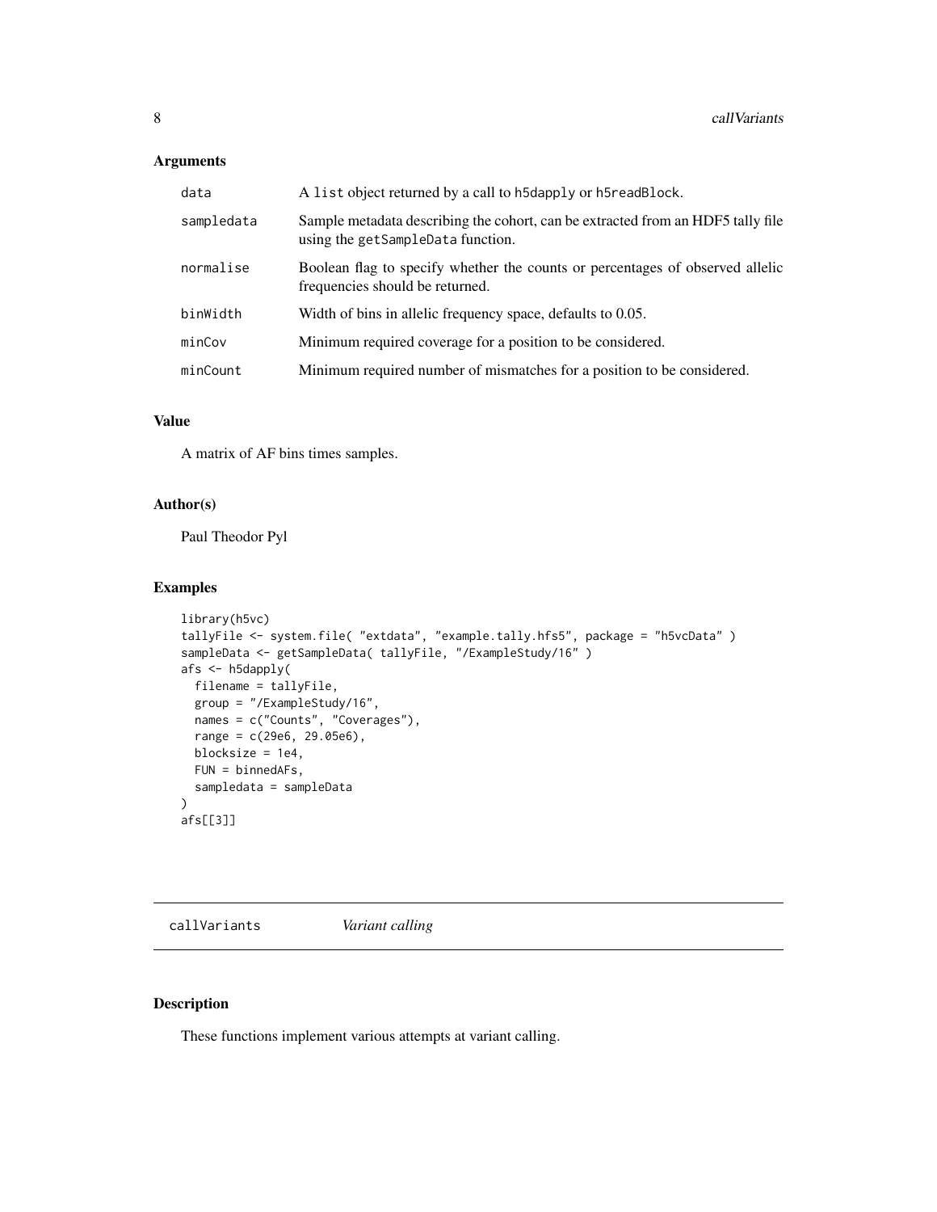## Arguments

| | |
|---|---|
| data | A list object returned by a call to h5dapply or h5readBlock. |
| sampledata | Sample metadata describing the cohort, can be extracted from an HDF5 tally file using the getSampleData function. |
| normalise | Boolean flag to specify whether the counts or percentages of observed allelic frequencies should be returned. |
| binWidth | Width of bins in allelic frequency space, defaults to 0.05. |
| minCov | Minimum required coverage for a position to be considered. |
| minCount | Minimum required number of mismatches for a position to be considered. |

## Value

A matrix of AF bins times samples.

## Author(s)

Paul Theodor Pyl

## Examples

```
library(h5vc)
tallyFile <- system.file( "extdata", "example.tally.hfs5", package = "h5vcData" )
sampleData <- getSampleData( tallyFile, "/ExampleStudy/16" )
afs <- h5dapply(
  filename = tallyFile,
  group = "/ExampleStudy/16",
  names = c("Counts", "Coverages"),
  range = c(29e6, 29.05e6),
  blocksize = 1e4,
  FUN = binnedAFs,
  sampledata = sampleData
)
afs[[3]]
```

---

# callVariants *Variant calling*

## Description

These functions implement various attempts at variant calling.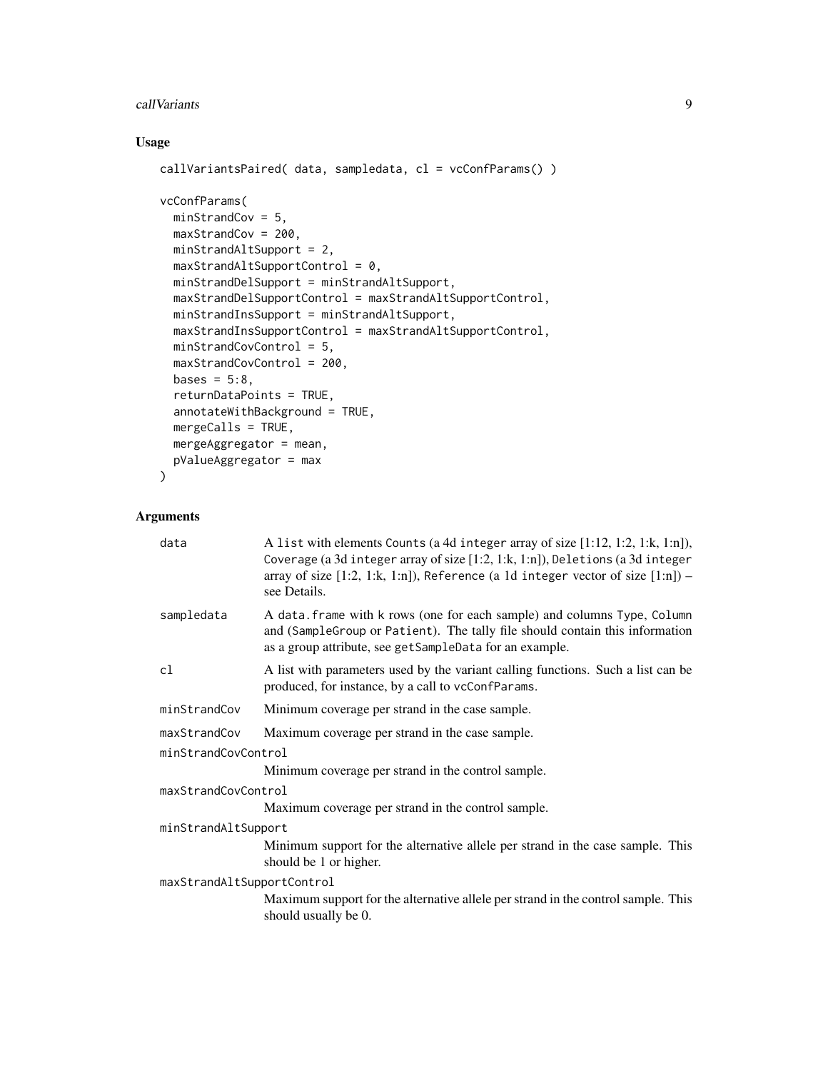## Usage

```
callVariantsPaired( data, sampledata, cl = vcConfParams() )

vcConfParams(
  minStrandCov = 5,
  maxStrandCov = 200,
  minStrandAltSupport = 2,
  maxStrandAltSupportControl = 0,
  minStrandDelSupport = minStrandAltSupport,
  maxStrandDelSupportControl = maxStrandAltSupportControl,
  minStrandInsSupport = minStrandAltSupport,
  maxStrandInsSupportControl = maxStrandAltSupportControl,
  minStrandCovControl = 5,
  maxStrandCovControl = 200,
  bases = 5:8,
  returnDataPoints = TRUE,
  annotateWithBackground = TRUE,
  mergeCalls = TRUE,
  mergeAggregator = mean,
  pValueAggregator = max
)
```

## Arguments

| | |
|---|---|
| `data` | A `list` with elements `Counts` (a 4d `integer` array of size [1:12, 1:2, 1:k, 1:n]), `Coverage` (a 3d `integer` array of size [1:2, 1:k, 1:n]), `Deletions` (a 3d `integer` array of size [1:2, 1:k, 1:n]), `Reference` (a 1d `integer` vector of size [1:n]) – see Details. |
| `sampledata` | A `data.frame` with k rows (one for each sample) and columns `Type`, `Column` and (`SampleGroup` or `Patient`). The tally file should contain this information as a group attribute, see `getSampleData` for an example. |
| `cl` | A list with parameters used by the variant calling functions. Such a list can be produced, for instance, by a call to `vcConfParams`. |
| `minStrandCov` | Minimum coverage per strand in the case sample. |
| `maxStrandCov` | Maximum coverage per strand in the case sample. |
| `minStrandCovControl` | Minimum coverage per strand in the control sample. |
| `maxStrandCovControl` | Maximum coverage per strand in the control sample. |
| `minStrandAltSupport` | Minimum support for the alternative allele per strand in the case sample. This should be 1 or higher. |
| `maxStrandAltSupportControl` | Maximum support for the alternative allele per strand in the control sample. This should usually be 0. |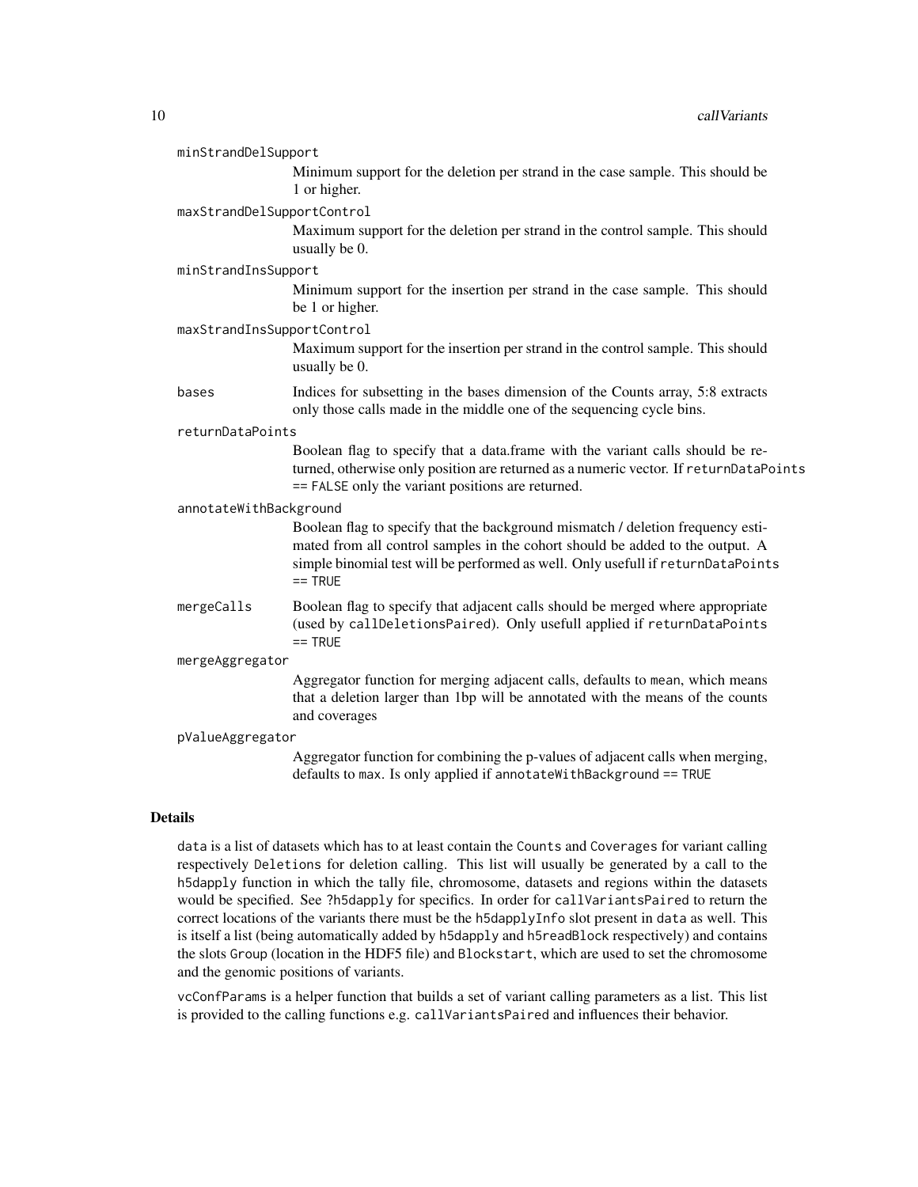`minStrandDelSupport`
: Minimum support for the deletion per strand in the case sample. This should be 1 or higher.

`maxStrandDelSupportControl`
: Maximum support for the deletion per strand in the control sample. This should usually be 0.

`minStrandInsSupport`
: Minimum support for the insertion per strand in the case sample. This should be 1 or higher.

`maxStrandInsSupportControl`
: Maximum support for the insertion per strand in the control sample. This should usually be 0.

`bases`
: Indices for subsetting in the bases dimension of the Counts array, 5:8 extracts only those calls made in the middle one of the sequencing cycle bins.

`returnDataPoints`
: Boolean flag to specify that a data.frame with the variant calls should be returned, otherwise only position are returned as a numeric vector. If `returnDataPoints == FALSE` only the variant positions are returned.

`annotateWithBackground`
: Boolean flag to specify that the background mismatch / deletion frequency estimated from all control samples in the cohort should be added to the output. A simple binomial test will be performed as well. Only usefull if `returnDataPoints == TRUE`

`mergeCalls`
: Boolean flag to specify that adjacent calls should be merged where appropriate (used by `callDeletionsPaired`). Only usefull applied if `returnDataPoints == TRUE`

`mergeAggregator`
: Aggregator function for merging adjacent calls, defaults to `mean`, which means that a deletion larger than 1bp will be annotated with the means of the counts and coverages

`pValueAggregator`
: Aggregator function for combining the p-values of adjacent calls when merging, defaults to `max`. Is only applied if `annotateWithBackground == TRUE`

## Details

`data` is a list of datasets which has to at least contain the `Counts` and `Coverages` for variant calling respectively `Deletions` for deletion calling. This list will usually be generated by a call to the `h5dapply` function in which the tally file, chromosome, datasets and regions within the datasets would be specified. See `?h5dapply` for specifics. In order for `callVariantsPaired` to return the correct locations of the variants there must be the `h5dapplyInfo` slot present in `data` as well. This is itself a list (being automatically added by `h5dapply` and `h5readBlock` respectively) and contains the slots `Group` (location in the HDF5 file) and `Blockstart`, which are used to set the chromosome and the genomic positions of variants.

`vcConfParams` is a helper function that builds a set of variant calling parameters as a list. This list is provided to the calling functions e.g. `callVariantsPaired` and influences their behavior.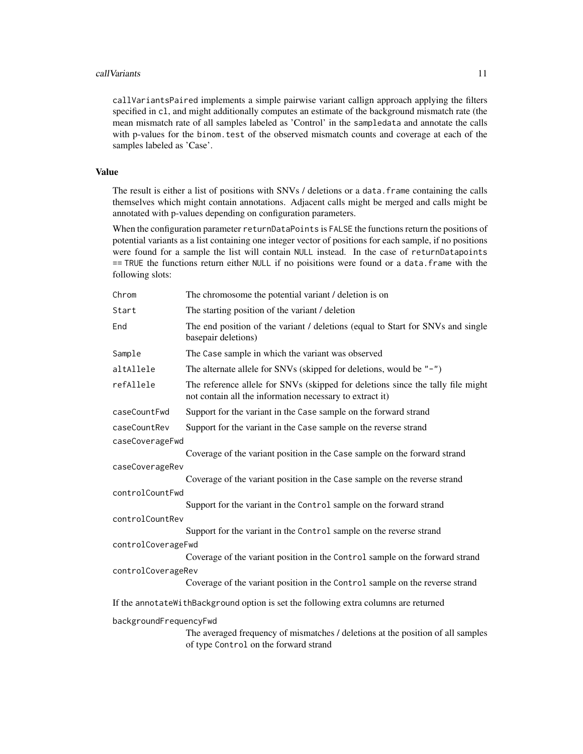`callVariantsPaired` implements a simple pairwise variant callign approach applying the filters specified in `cl`, and might additionally computes an estimate of the background mismatch rate (the mean mismatch rate of all samples labeled as 'Control' in the `sampledata` and annotate the calls with p-values for the `binom.test` of the observed mismatch counts and coverage at each of the samples labeled as 'Case'.

## Value

The result is either a list of positions with SNVs / deletions or a `data.frame` containing the calls themselves which might contain annotations. Adjacent calls might be merged and calls might be annotated with p-values depending on configuration parameters.

When the configuration parameter `returnDataPoints` is `FALSE` the functions return the positions of potential variants as a list containing one integer vector of positions for each sample, if no positions were found for a sample the list will contain `NULL` instead. In the case of `returnDatapoints == TRUE` the functions return either `NULL` if no poisitions were found or a `data.frame` with the following slots:

| | |
|---|---|
| `Chrom` | The chromosome the potential variant / deletion is on |
| `Start` | The starting position of the variant / deletion |
| `End` | The end position of the variant / deletions (equal to Start for SNVs and single basepair deletions) |
| `Sample` | The `Case` sample in which the variant was observed |
| `altAllele` | The alternate allele for SNVs (skipped for deletions, would be `"-"`) |
| `refAllele` | The reference allele for SNVs (skipped for deletions since the tally file might not contain all the information necessary to extract it) |
| `caseCountFwd` | Support for the variant in the `Case` sample on the forward strand |
| `caseCountRev` | Support for the variant in the `Case` sample on the reverse strand |
| `caseCoverageFwd` | Coverage of the variant position in the `Case` sample on the forward strand |
| `caseCoverageRev` | Coverage of the variant position in the `Case` sample on the reverse strand |
| `controlCountFwd` | Support for the variant in the `Control` sample on the forward strand |
| `controlCountRev` | Support for the variant in the `Control` sample on the reverse strand |
| `controlCoverageFwd` | Coverage of the variant position in the `Control` sample on the forward strand |
| `controlCoverageRev` | Coverage of the variant position in the `Control` sample on the reverse strand |

If the `annotateWithBackground` option is set the following extra columns are returned

| | |
|---|---|
| `backgroundFrequencyFwd` | The averaged frequency of mismatches / deletions at the position of all samples of type `Control` on the forward strand |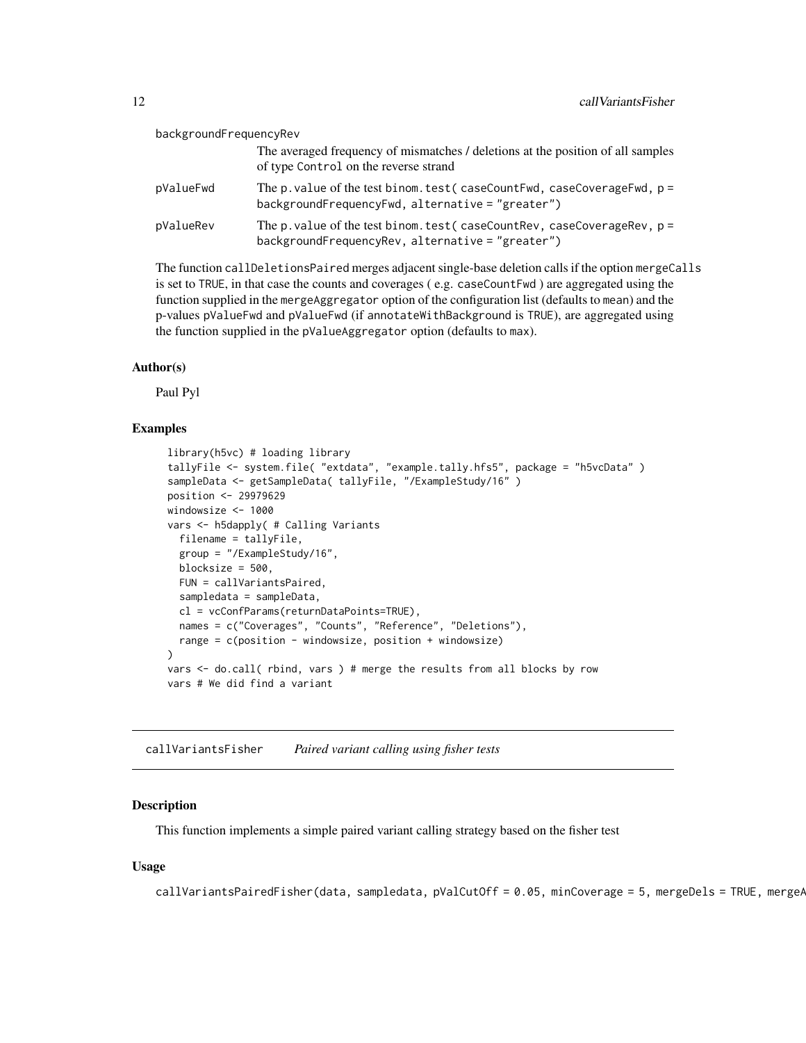backgroundFrequencyRev
: The averaged frequency of mismatches / deletions at the position of all samples of type `Control` on the reverse strand

pValueFwd
: The p.value of the test `binom.test( caseCountFwd, caseCoverageFwd, p = backgroundFrequencyFwd, alternative = "greater")`

pValueRev
: The p.value of the test `binom.test( caseCountRev, caseCoverageRev, p = backgroundFrequencyRev, alternative = "greater")`

The function `callDeletionsPaired` merges adjacent single-base deletion calls if the option `mergeCalls` is set to `TRUE`, in that case the counts and coverages ( e.g. `caseCountFwd` ) are aggregated using the function supplied in the `mergeAggregator` option of the configuration list (defaults to `mean`) and the p-values `pValueFwd` and `pValueFwd` (if `annotateWithBackground` is `TRUE`), are aggregated using the function supplied in the `pValueAggregator` option (defaults to `max`).

### Author(s)

Paul Pyl

### Examples

```
library(h5vc) # loading library
tallyFile <- system.file( "extdata", "example.tally.hfs5", package = "h5vcData" )
sampleData <- getSampleData( tallyFile, "/ExampleStudy/16" )
position <- 29979629
windowsize <- 1000
vars <- h5dapply( # Calling Variants
  filename = tallyFile,
  group = "/ExampleStudy/16",
  blocksize = 500,
  FUN = callVariantsPaired,
  sampledata = sampleData,
  cl = vcConfParams(returnDataPoints=TRUE),
  names = c("Coverages", "Counts", "Reference", "Deletions"),
  range = c(position - windowsize, position + windowsize)
)
vars <- do.call( rbind, vars ) # merge the results from all blocks by row
vars # We did find a variant
```

---

## callVariantsFisher *Paired variant calling using fisher tests*

### Description

This function implements a simple paired variant calling strategy based on the fisher test

### Usage

```
callVariantsPairedFisher(data, sampledata, pValCutOff = 0.05, minCoverage = 5, mergeDels = TRUE, mergeA
```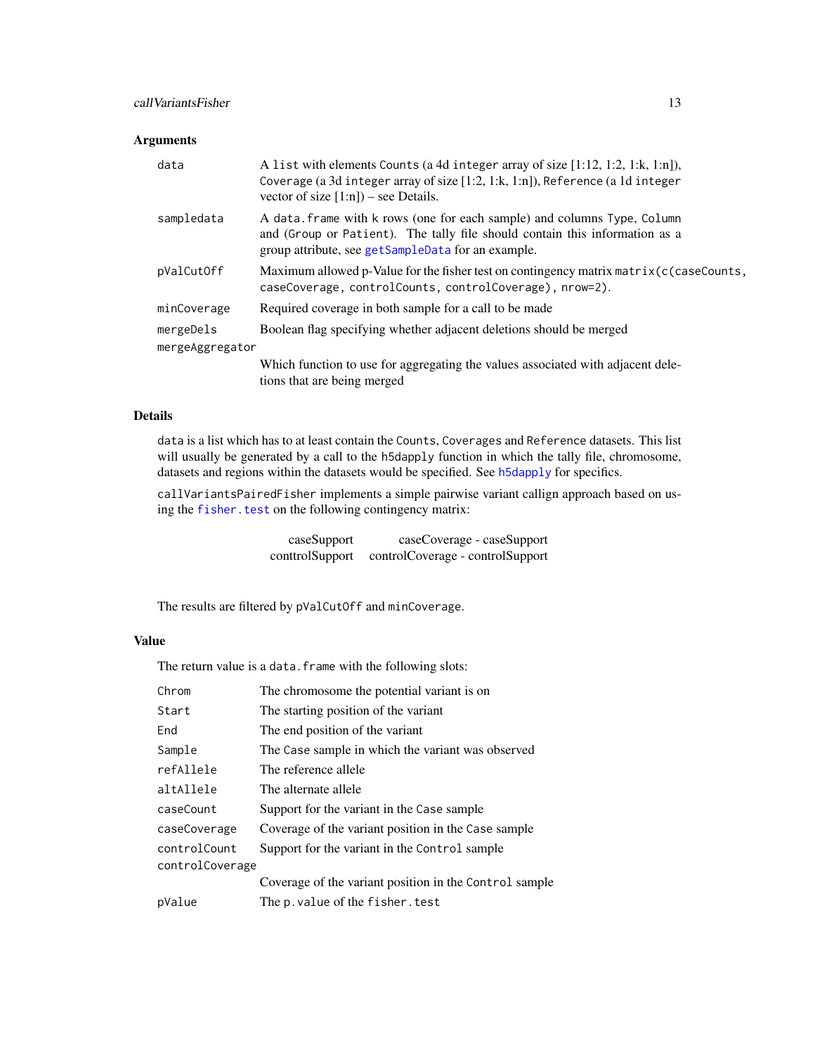### Arguments

| | |
|---|---|
| `data` | A `list` with elements `Counts` (a 4d `integer` array of size [1:12, 1:2, 1:k, 1:n]), `Coverage` (a 3d `integer` array of size [1:2, 1:k, 1:n]), `Reference` (a 1d `integer` vector of size [1:n]) – see Details. |
| `sampledata` | A `data.frame` with `k` rows (one for each sample) and columns `Type`, `Column` and (`Group` or `Patient`). The tally file should contain this information as a group attribute, see `getSampleData` for an example. |
| `pValCutOff` | Maximum allowed p-Value for the fisher test on contingency matrix `matrix(c(caseCounts, caseCoverage, controlCounts, controlCoverage), nrow=2)`. |
| `minCoverage` | Required coverage in both sample for a call to be made |
| `mergeDels` | Boolean flag specifying whether adjacent deletions should be merged |
| `mergeAggregator` | Which function to use for aggregating the values associated with adjacent deletions that are being merged |

### Details

`data` is a list which has to at least contain the `Counts`, `Coverages` and `Reference` datasets. This list will usually be generated by a call to the `h5dapply` function in which the tally file, chromosome, datasets and regions within the datasets would be specified. See `h5dapply` for specifics.

`callVariantsPairedFisher` implements a simple pairwise variant callign approach based on using the `fisher.test` on the following contingency matrix:

| | |
|---|---|
| caseSupport | caseCoverage - caseSupport |
| conttrolSupport | controlCoverage - controlSupport |

The results are filtered by `pValCutOff` and `minCoverage`.

### Value

The return value is a `data.frame` with the following slots:

| | |
|---|---|
| `Chrom` | The chromosome the potential variant is on |
| `Start` | The starting position of the variant |
| `End` | The end position of the variant |
| `Sample` | The `Case` sample in which the variant was observed |
| `refAllele` | The reference allele |
| `altAllele` | The alternate allele |
| `caseCount` | Support for the variant in the `Case` sample |
| `caseCoverage` | Coverage of the variant position in the `Case` sample |
| `controlCount` | Support for the variant in the `Control` sample |
| `controlCoverage` | Coverage of the variant position in the `Control` sample |
| `pValue` | The `p.value` of the `fisher.test` |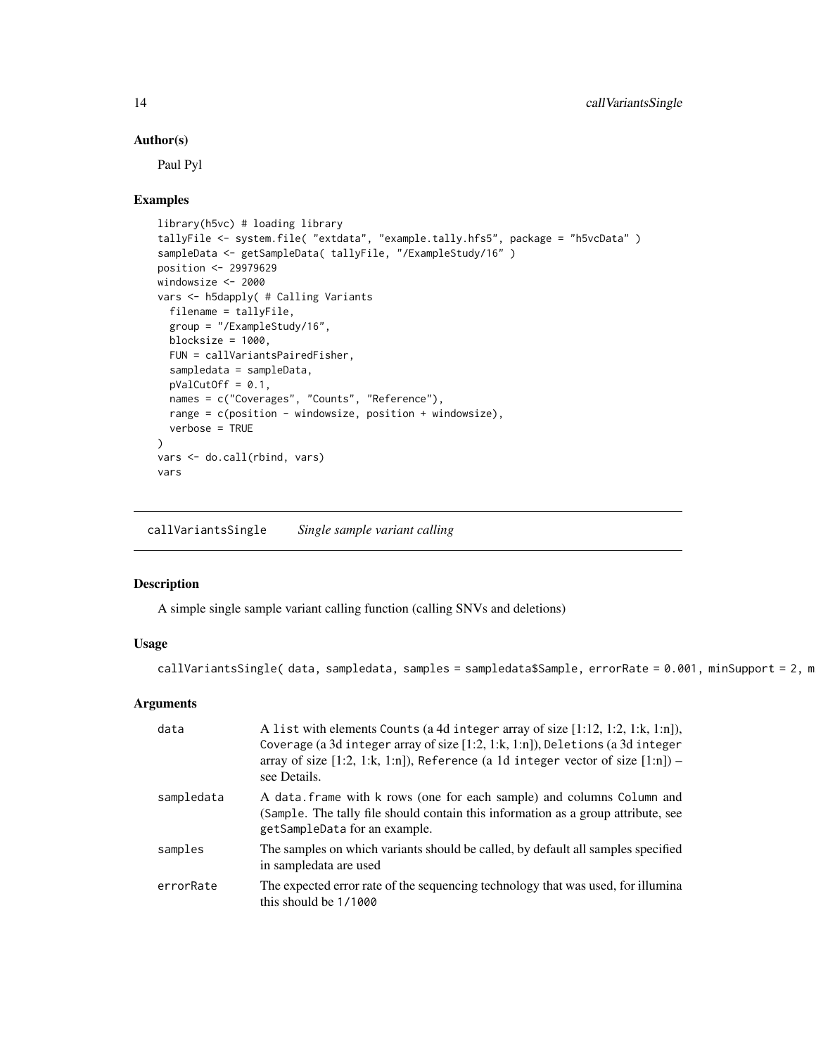## Author(s)

Paul Pyl

## Examples

```
library(h5vc) # loading library
tallyFile <- system.file( "extdata", "example.tally.hfs5", package = "h5vcData" )
sampleData <- getSampleData( tallyFile, "/ExampleStudy/16" )
position <- 29979629
windowsize <- 2000
vars <- h5dapply( # Calling Variants
  filename = tallyFile,
  group = "/ExampleStudy/16",
  blocksize = 1000,
  FUN = callVariantsPairedFisher,
  sampledata = sampleData,
  pValCutOff = 0.1,
  names = c("Coverages", "Counts", "Reference"),
  range = c(position - windowsize, position + windowsize),
  verbose = TRUE
)
vars <- do.call(rbind, vars)
vars
```

---

`callVariantsSingle` *Single sample variant calling*

---

## Description

A simple single sample variant calling function (calling SNVs and deletions)

## Usage

```
callVariantsSingle( data, sampledata, samples = sampledata$Sample, errorRate = 0.001, minSupport = 2, m
```

## Arguments

| | |
|---|---|
| `data` | A `list` with elements `Counts` (a 4d `integer` array of size [1:12, 1:2, 1:k, 1:n]), `Coverage` (a 3d `integer` array of size [1:2, 1:k, 1:n]), `Deletions` (a 3d `integer` array of size [1:2, 1:k, 1:n]), `Reference` (a 1d `integer` vector of size [1:n]) – see Details. |
| `sampledata` | A `data.frame` with `k` rows (one for each sample) and columns `Column` and (`Sample`. The tally file should contain this information as a group attribute, see `getSampleData` for an example. |
| `samples` | The samples on which variants should be called, by default all samples specified in sampledata are used |
| `errorRate` | The expected error rate of the sequencing technology that was used, for illumina this should be `1/1000` |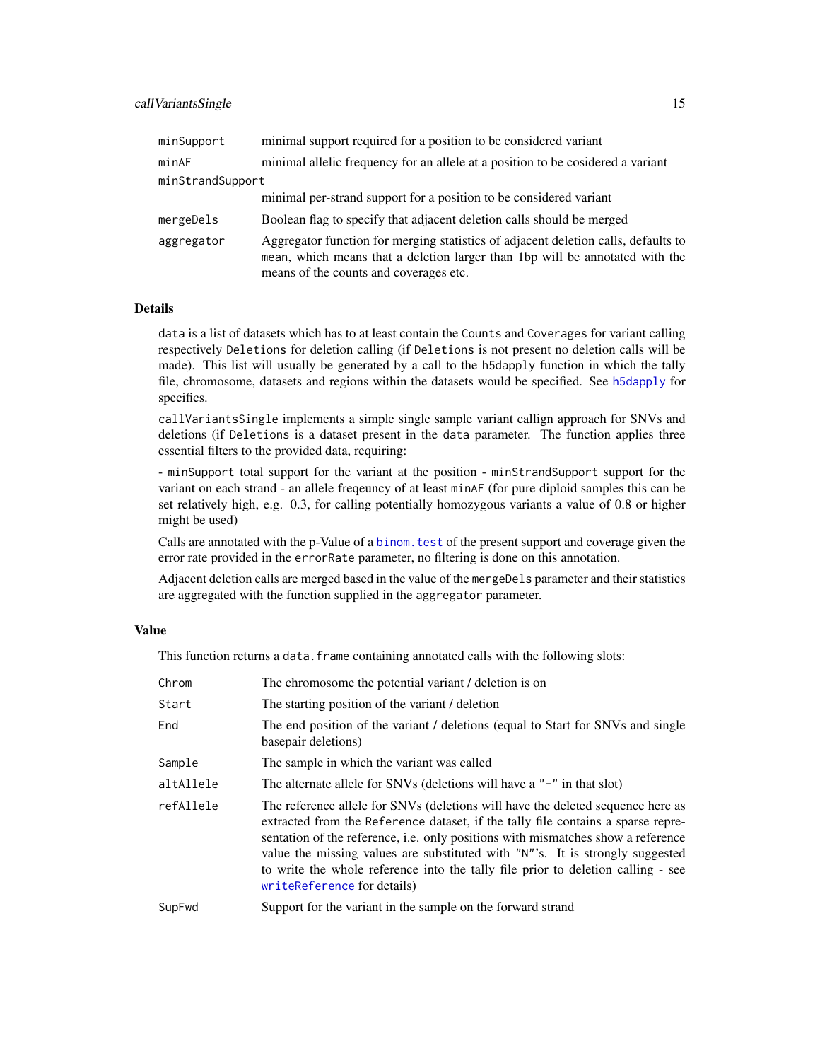| | |
|---|---|
| `minSupport` | minimal support required for a position to be considered variant |
| `minAF` | minimal allelic frequency for an allele at a position to be cosidered a variant |
| `minStrandSupport` | minimal per-strand support for a position to be considered variant |
| `mergeDels` | Boolean flag to specify that adjacent deletion calls should be merged |
| `aggregator` | Aggregator function for merging statistics of adjacent deletion calls, defaults to `mean`, which means that a deletion larger than 1bp will be annotated with the means of the counts and coverages etc. |

## Details

`data` is a list of datasets which has to at least contain the `Counts` and `Coverages` for variant calling respectively `Deletions` for deletion calling (if `Deletions` is not present no deletion calls will be made). This list will usually be generated by a call to the `h5dapply` function in which the tally file, chromosome, datasets and regions within the datasets would be specified. See `h5dapply` for specifics.

`callVariantsSingle` implements a simple single sample variant callign approach for SNVs and deletions (if `Deletions` is a dataset present in the `data` parameter. The function applies three essential filters to the provided data, requiring:

- `minSupport` total support for the variant at the position - `minStrandSupport` support for the variant on each strand - an allele freqeuncy of at least `minAF` (for pure diploid samples this can be set relatively high, e.g. 0.3, for calling potentially homozygous variants a value of 0.8 or higher might be used)

Calls are annotated with the p-Value of a `binom.test` of the present support and coverage given the error rate provided in the `errorRate` parameter, no filtering is done on this annotation.

Adjacent deletion calls are merged based in the value of the `mergeDels` parameter and their statistics are aggregated with the function supplied in the `aggregator` parameter.

## Value

This function returns a `data.frame` containing annotated calls with the following slots:

| | |
|---|---|
| `Chrom` | The chromosome the potential variant / deletion is on |
| `Start` | The starting position of the variant / deletion |
| `End` | The end position of the variant / deletions (equal to Start for SNVs and single basepair deletions) |
| `Sample` | The sample in which the variant was called |
| `altAllele` | The alternate allele for SNVs (deletions will have a `"-"` in that slot) |
| `refAllele` | The reference allele for SNVs (deletions will have the deleted sequence here as extracted from the `Reference` dataset, if the tally file contains a sparse representation of the reference, i.e. only positions with mismatches show a reference value the missing values are substituted with `"N"`'s. It is strongly suggested to write the whole reference into the tally file prior to deletion calling - see `writeReference` for details) |
| `SupFwd` | Support for the variant in the sample on the forward strand |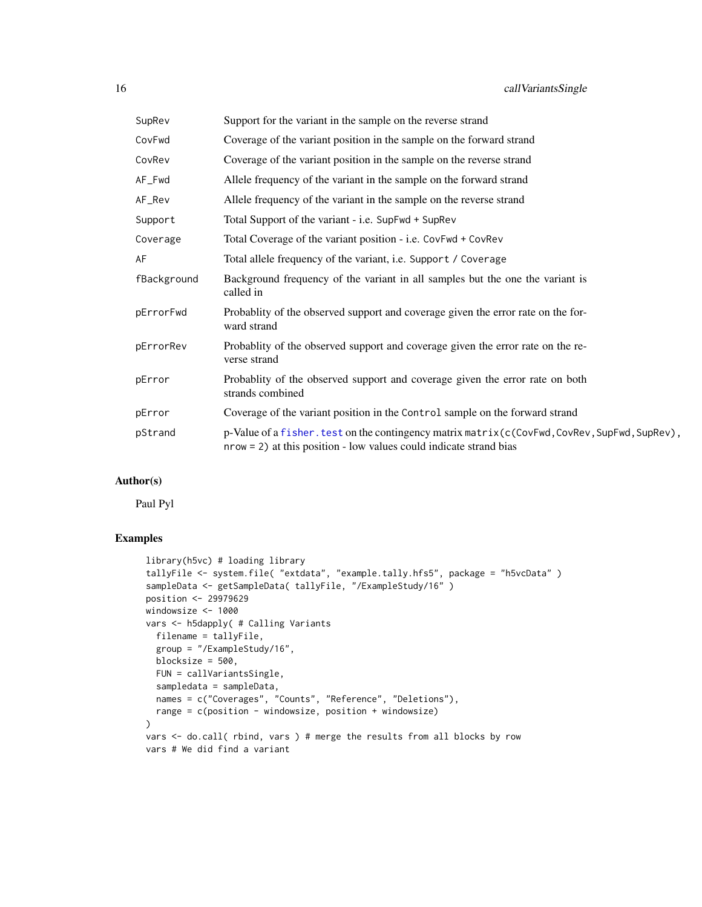| | |
|---|---|
| SupRev | Support for the variant in the sample on the reverse strand |
| CovFwd | Coverage of the variant position in the sample on the forward strand |
| CovRev | Coverage of the variant position in the sample on the reverse strand |
| AF_Fwd | Allele frequency of the variant in the sample on the forward strand |
| AF_Rev | Allele frequency of the variant in the sample on the reverse strand |
| Support | Total Support of the variant - i.e. SupFwd + SupRev |
| Coverage | Total Coverage of the variant position - i.e. CovFwd + CovRev |
| AF | Total allele frequency of the variant, i.e. Support / Coverage |
| fBackground | Background frequency of the variant in all samples but the one the variant is called in |
| pErrorFwd | Probablity of the observed support and coverage given the error rate on the forward strand |
| pErrorRev | Probablity of the observed support and coverage given the error rate on the reverse strand |
| pError | Probablity of the observed support and coverage given the error rate on both strands combined |
| pError | Coverage of the variant position in the Control sample on the forward strand |
| pStrand | p-Value of a fisher.test on the contingency matrix matrix(c(CovFwd,CovRev,SupFwd,SupRev), nrow = 2) at this position - low values could indicate strand bias |

## Author(s)

Paul Pyl

## Examples

```
library(h5vc) # loading library
tallyFile <- system.file( "extdata", "example.tally.hfs5", package = "h5vcData" )
sampleData <- getSampleData( tallyFile, "/ExampleStudy/16" )
position <- 29979629
windowsize <- 1000
vars <- h5dapply( # Calling Variants
  filename = tallyFile,
  group = "/ExampleStudy/16",
  blocksize = 500,
  FUN = callVariantsSingle,
  sampledata = sampleData,
  names = c("Coverages", "Counts", "Reference", "Deletions"),
  range = c(position - windowsize, position + windowsize)
)
vars <- do.call( rbind, vars ) # merge the results from all blocks by row
vars # We did find a variant
```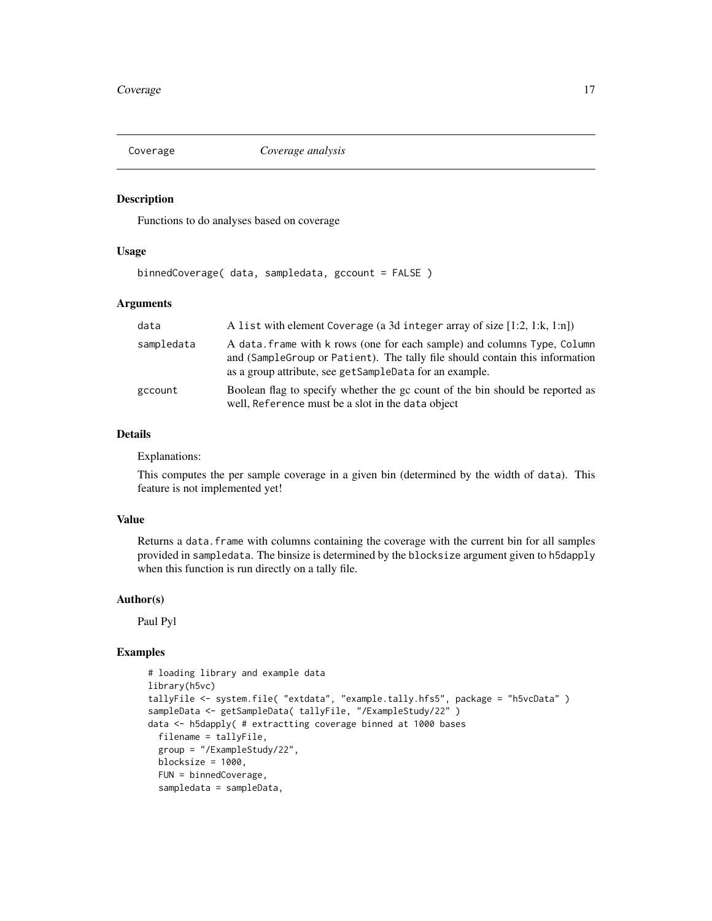Coverage *Coverage analysis*

### Description

Functions to do analyses based on coverage

### Usage

```
binnedCoverage( data, samp​ledata, gccount = FALSE )
```

### Arguments

| | |
|---|---|
| data | A list with element Coverage (a 3d integer array of size [1:2, 1:k, 1:n]) |
| sampledata | A data.frame with k rows (one for each sample) and columns Type, Column and (SampleGroup or Patient). The tally file should contain this information as a group attribute, see getSampleData for an example. |
| gccount | Boolean flag to specify whether the gc count of the bin should be reported as well, Reference must be a slot in the data object |

### Details

Explanations:

This computes the per sample coverage in a given bin (determined by the width of data). This feature is not implemented yet!

### Value

Returns a data.frame with columns containing the coverage with the current bin for all samples provided in sampledata. The binsize is determined by the blocksize argument given to h5dapply when this function is run directly on a tally file.

### Author(s)

Paul Pyl

### Examples

```
# loading library and example data
library(h5vc)
tallyFile <- system.file( "extdata", "example.tally.hfs5", package = "h5vcData" )
sampleData <- getSampleData( tallyFile, "/ExampleStudy/22" )
data <- h5dapply( # extractting coverage binned at 1000 bases
  filename = tallyFile,
  group = "/ExampleStudy/22",
  blocksize = 1000,
  FUN = binnedCoverage,
  sampledata = sampleData,
```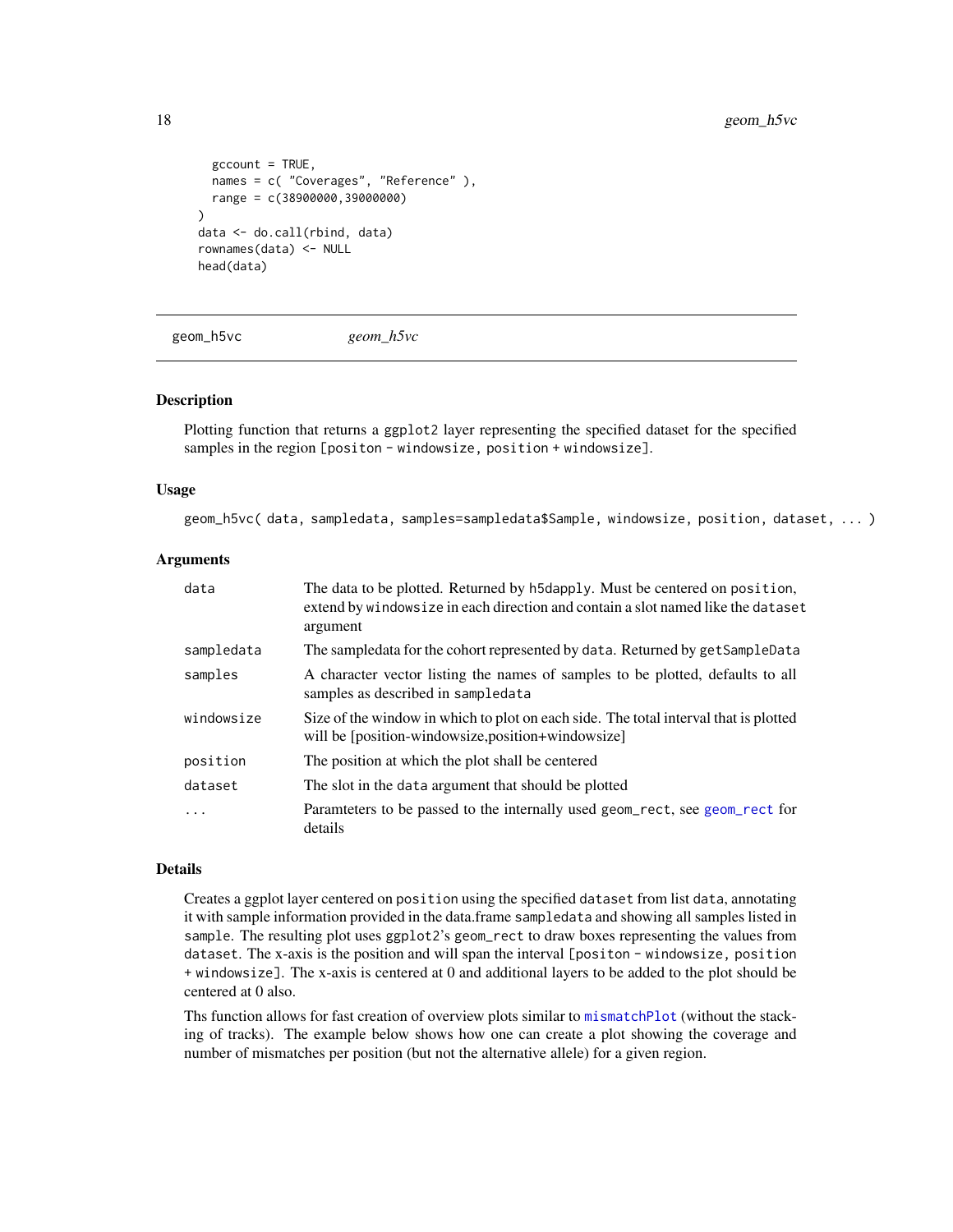```
  gccount = TRUE,
  names = c( "Coverages", "Reference" ),
  range = c(38900000,39000000)
)
data <- do.call(rbind, data)
rownames(data) <- NULL
head(data)
```

---

## geom_h5vc *geom_h5vc*

---

### Description

Plotting function that returns a ggplot2 layer representing the specified dataset for the specified samples in the region [positon - windowsize, position + windowsize].

### Usage

```
geom_h5vc( data, sampledata, samples=sampledata$Sample, windowsize, position, dataset, ... )
```

### Arguments

| | |
|---|---|
| data | The data to be plotted. Returned by h5dapply. Must be centered on position, extend by windowsize in each direction and contain a slot named like the dataset argument |
| sampledata | The sampledata for the cohort represented by data. Returned by getSampleData |
| samples | A character vector listing the names of samples to be plotted, defaults to all samples as described in sampledata |
| windowsize | Size of the window in which to plot on each side. The total interval that is plotted will be [position-windowsize,position+windowsize] |
| position | The position at which the plot shall be centered |
| dataset | The slot in the data argument that should be plotted |
| ... | Paramteters to be passed to the internally used geom_rect, see geom_rect for details |

### Details

Creates a ggplot layer centered on position using the specified dataset from list data, annotating it with sample information provided in the data.frame sampledata and showing all samples listed in sample. The resulting plot uses ggplot2's geom_rect to draw boxes representing the values from dataset. The x-axis is the position and will span the interval [positon - windowsize, position + windowsize]. The x-axis is centered at 0 and additional layers to be added to the plot should be centered at 0 also.

Ths function allows for fast creation of overview plots similar to mismatchPlot (without the stacking of tracks). The example below shows how one can create a plot showing the coverage and number of mismatches per position (but not the alternative allele) for a given region.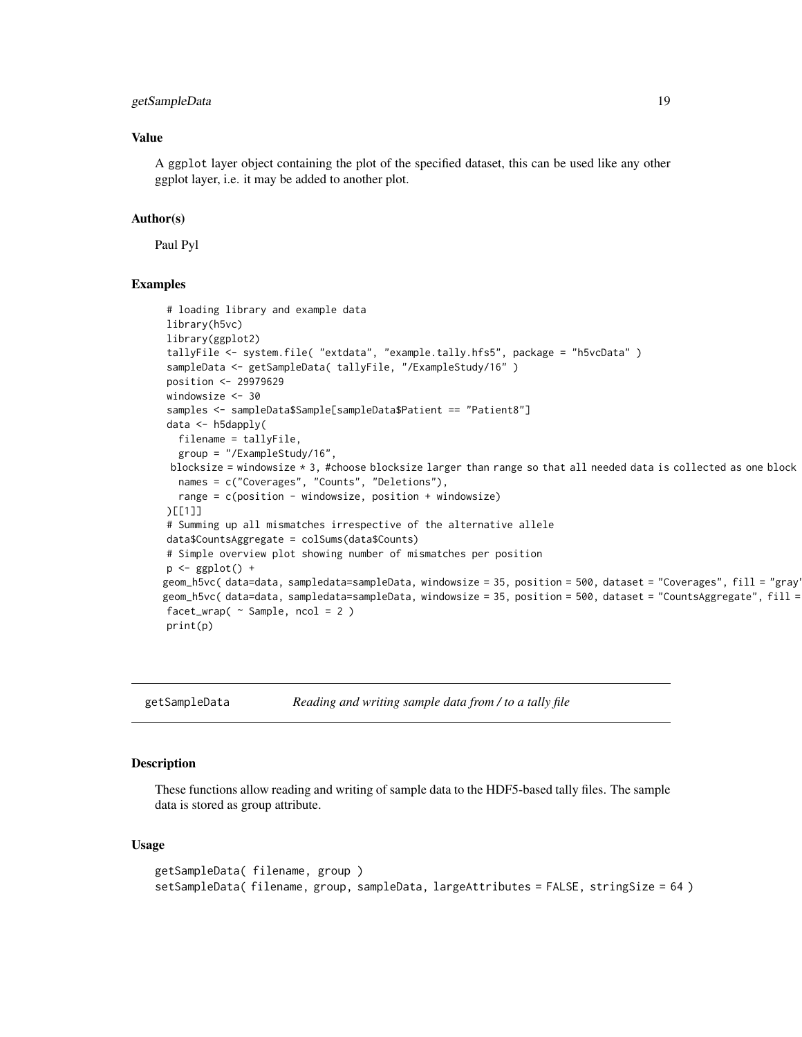## Value

A ggplot layer object containing the plot of the specified dataset, this can be used like any other ggplot layer, i.e. it may be added to another plot.

## Author(s)

Paul Pyl

## Examples

```
# loading library and example data
library(h5vc)
library(ggplot2)
tallyFile <- system.file( "extdata", "example.tally.hfs5", package = "h5vcData" )
sampleData <- getSampleData( tallyFile, "/ExampleStudy/16" )
position <- 29979629
windowsize <- 30
samples <- sampleData$Sample[sampleData$Patient == "Patient8"]
data <- h5dapply(
  filename = tallyFile,
  group = "/ExampleStudy/16",
 blocksize = windowsize * 3, #choose blocksize larger than range so that all needed data is collected as one block
  names = c("Coverages", "Counts", "Deletions"),
  range = c(position - windowsize, position + windowsize)
)[[1]]
# Summing up all mismatches irrespective of the alternative allele
data$CountsAggregate = colSums(data$Counts)
# Simple overview plot showing number of mismatches per position
p <- ggplot() +
geom_h5vc( data=data, sampledata=sampleData, windowsize = 35, position = 500, dataset = "Coverages", fill = "gray"
geom_h5vc( data=data, sampledata=sampleData, windowsize = 35, position = 500, dataset = "CountsAggregate", fill =
facet_wrap( ~ Sample, ncol = 2 )
print(p)
```

---

# getSampleData *Reading and writing sample data from / to a tally file*

## Description

These functions allow reading and writing of sample data to the HDF5-based tally files. The sample data is stored as group attribute.

## Usage

```
getSampleData( filename, group )
setSampleData( filename, group, sampleData, largeAttributes = FALSE, stringSize = 64 )
```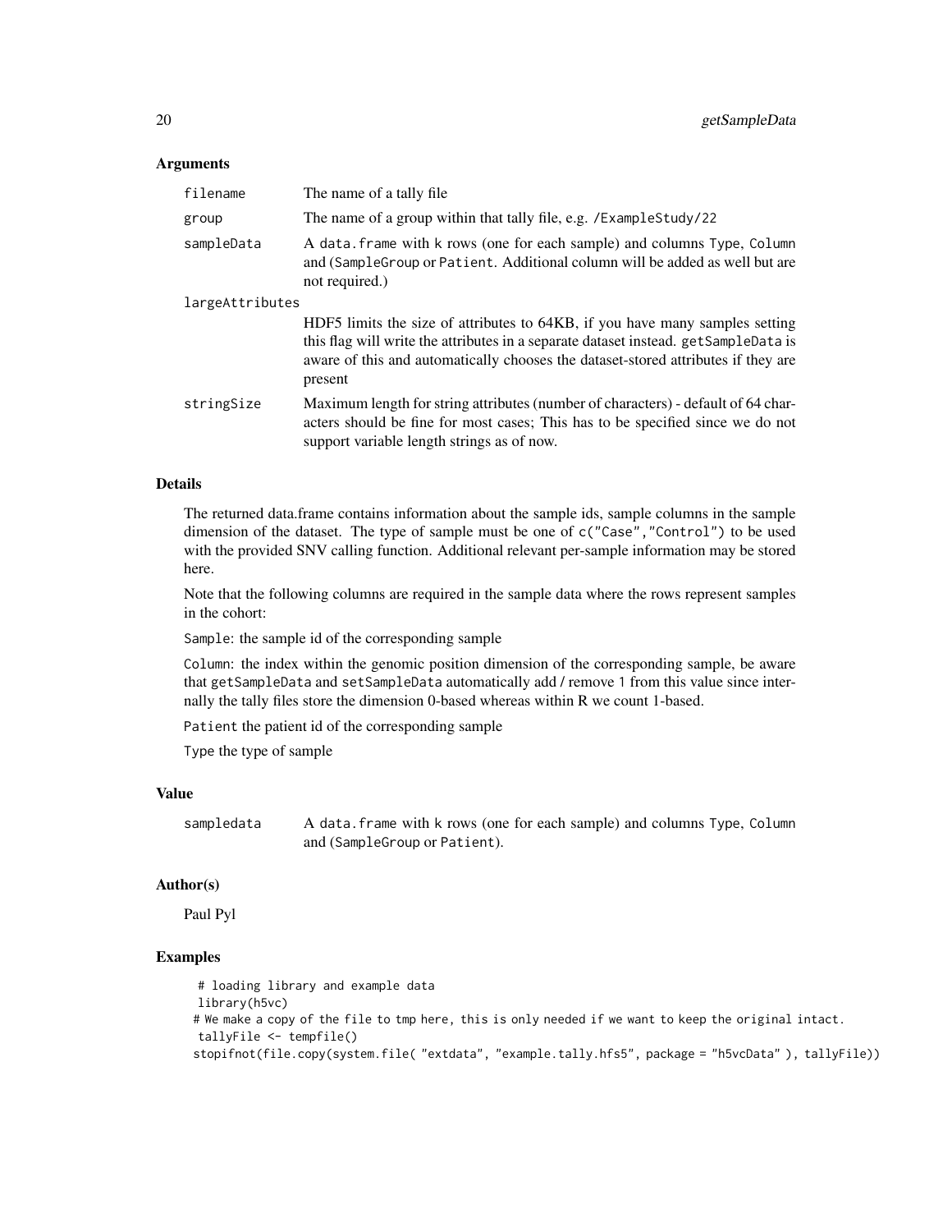### Arguments

| | |
|---|---|
| `filename` | The name of a tally file |
| `group` | The name of a group within that tally file, e.g. `/ExampleStudy/22` |
| `sampleData` | A `data.frame` with `k` rows (one for each sample) and columns `Type`, `Column` and (`SampleGroup` or `Patient`. Additional column will be added as well but are not required.) |
| `largeAttributes` | HDF5 limits the size of attributes to 64KB, if you have many samples setting this flag will write the attributes in a separate dataset instead. `getSampleData` is aware of this and automatically chooses the dataset-stored attributes if they are present |
| `stringSize` | Maximum length for string attributes (number of characters) - default of 64 characters should be fine for most cases; This has to be specified since we do not support variable length strings as of now. |

### Details

The returned data.frame contains information about the sample ids, sample columns in the sample dimension of the dataset. The type of sample must be one of `c("Case","Control")` to be used with the provided SNV calling function. Additional relevant per-sample information may be stored here.

Note that the following columns are required in the sample data where the rows represent samples in the cohort:

`Sample`: the sample id of the corresponding sample

`Column`: the index within the genomic position dimension of the corresponding sample, be aware that `getSampleData` and `setSampleData` automatically add / remove `1` from this value since internally the tally files store the dimension 0-based whereas within R we count 1-based.

`Patient` the patient id of the corresponding sample

`Type` the type of sample

### Value

| | |
|---|---|
| `sampledata` | A `data.frame` with `k` rows (one for each sample) and columns `Type`, `Column` and (`SampleGroup` or `Patient`). |

### Author(s)

Paul Pyl

### Examples

```
 # loading library and example data
 library(h5vc)
# We make a copy of the file to tmp here, this is only needed if we want to keep the original intact.
 tallyFile <- tempfile()
stopifnot(file.copy(system.file( "extdata", "example.tally.hfs5", package = "h5vcData" ), tallyFile))
```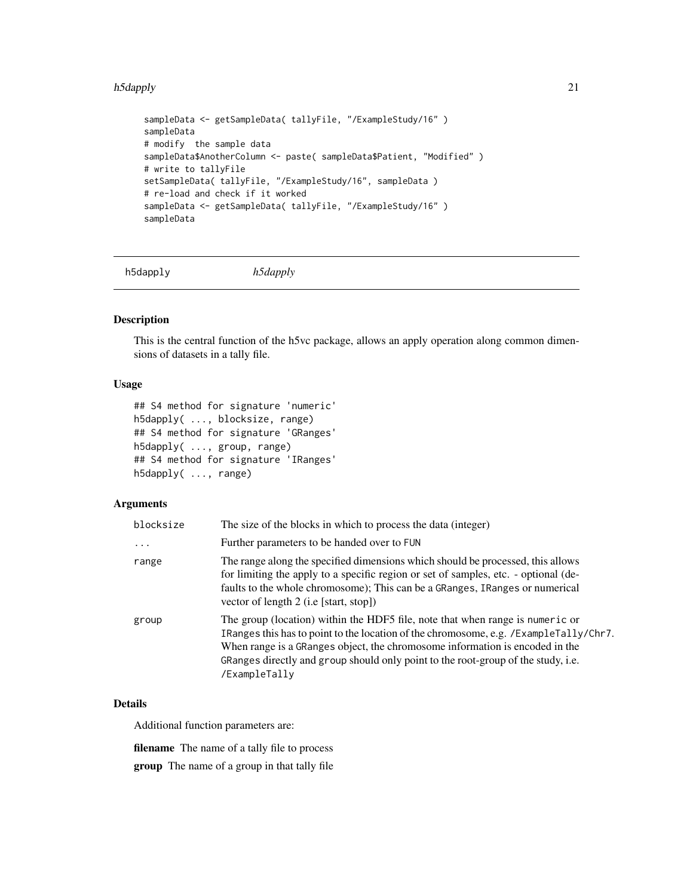```
sampleData <- getSampleData( tallyFile, "/ExampleStudy/16" )
sampleData
# modify  the sample data
sampleData$AnotherColumn <- paste( sampleData$Patient, "Modified" )
# write to tallyFile
setSampleData( tallyFile, "/ExampleStudy/16", sampleData )
# re-load and check if it worked
sampleData <- getSampleData( tallyFile, "/ExampleStudy/16" )
sampleData
```

## h5dapply *h5dapply*

### Description

This is the central function of the h5vc package, allows an apply operation along common dimensions of datasets in a tally file.

### Usage

```
## S4 method for signature 'numeric'
h5dapply( ..., blocksize, range)
## S4 method for signature 'GRanges'
h5dapply( ..., group, range)
## S4 method for signature 'IRanges'
h5dapply( ..., range)
```

### Arguments

| | |
|---|---|
| `blocksize` | The size of the blocks in which to process the data (integer) |
| `...` | Further parameters to be handed over to `FUN` |
| `range` | The range along the specified dimensions which should be processed, this allows for limiting the apply to a specific region or set of samples, etc. - optional (defaults to the whole chromosome); This can be a `GRanges`, `IRanges` or numerical vector of length 2 (i.e [start, stop]) |
| `group` | The group (location) within the HDF5 file, note that when range is `numeric` or `IRanges` this has to point to the location of the chromosome, e.g. `/ExampleTally/Chr7`. When range is a `GRanges` object, the chromosome information is encoded in the `GRanges` directly and `group` should only point to the root-group of the study, i.e. `/ExampleTally` |

### Details

Additional function parameters are:

**filename** The name of a tally file to process

**group** The name of a group in that tally file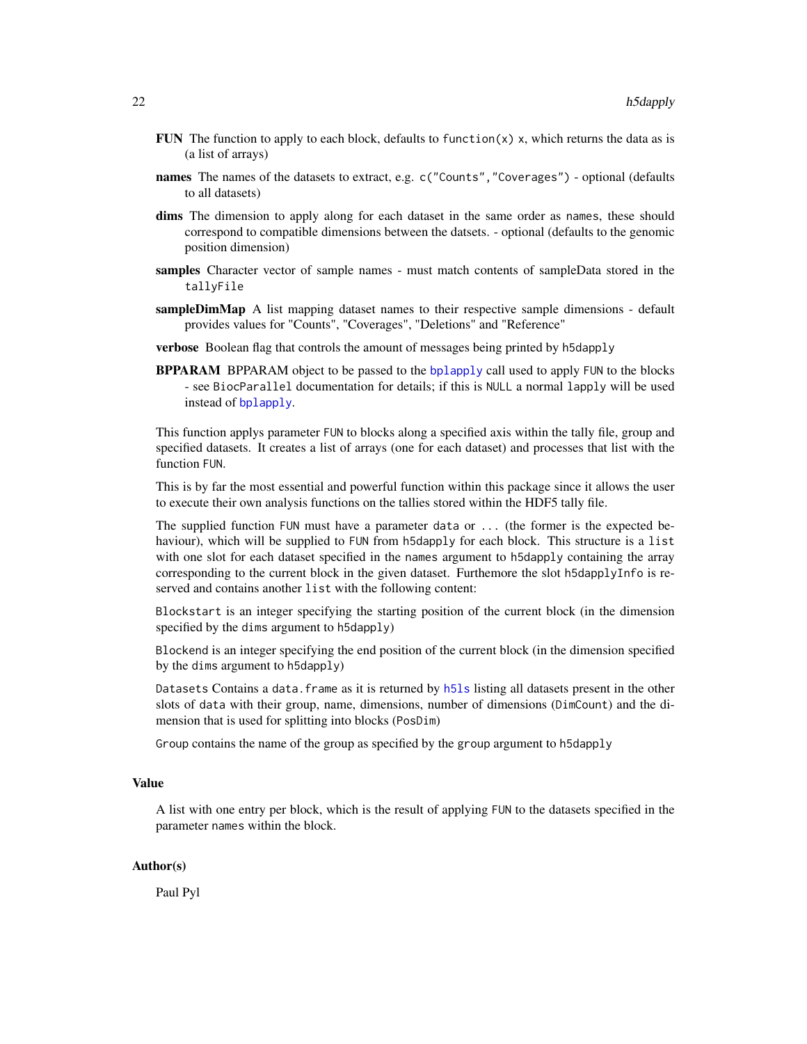**FUN** The function to apply to each block, defaults to `function(x) x`, which returns the data as is (a list of arrays)

**names** The names of the datasets to extract, e.g. `c("Counts","Coverages")` - optional (defaults to all datasets)

**dims** The dimension to apply along for each dataset in the same order as `names`, these should correspond to compatible dimensions between the datsets. - optional (defaults to the genomic position dimension)

**samples** Character vector of sample names - must match contents of sampleData stored in the `tallyFile`

**sampleDimMap** A list mapping dataset names to their respective sample dimensions - default provides values for "Counts", "Coverages", "Deletions" and "Reference"

**verbose** Boolean flag that controls the amount of messages being printed by `h5dapply`

**BPPARAM** BPPARAM object to be passed to the `bplapply` call used to apply `FUN` to the blocks - see `BiocParallel` documentation for details; if this is `NULL` a normal `lapply` will be used instead of `bplapply`.

This function applys parameter `FUN` to blocks along a specified axis within the tally file, group and specified datasets. It creates a list of arrays (one for each dataset) and processes that list with the function `FUN`.

This is by far the most essential and powerful function within this package since it allows the user to execute their own analysis functions on the tallies stored within the HDF5 tally file.

The supplied function `FUN` must have a parameter `data` or `...` (the former is the expected behaviour), which will be supplied to `FUN` from `h5dapply` for each block. This structure is a `list` with one slot for each dataset specified in the `names` argument to `h5dapply` containing the array corresponding to the current block in the given dataset. Furthemore the slot `h5dapplyInfo` is reserved and contains another `list` with the following content:

`Blockstart` is an integer specifying the starting position of the current block (in the dimension specified by the `dims` argument to `h5dapply`)

`Blockend` is an integer specifying the end position of the current block (in the dimension specified by the `dims` argument to `h5dapply`)

`Datasets` Contains a `data.frame` as it is returned by `h5ls` listing all datasets present in the other slots of `data` with their group, name, dimensions, number of dimensions (`DimCount`) and the dimension that is used for splitting into blocks (`PosDim`)

`Group` contains the name of the group as specified by the `group` argument to `h5dapply`

## Value

A list with one entry per block, which is the result of applying `FUN` to the datasets specified in the parameter `names` within the block.

## Author(s)

Paul Pyl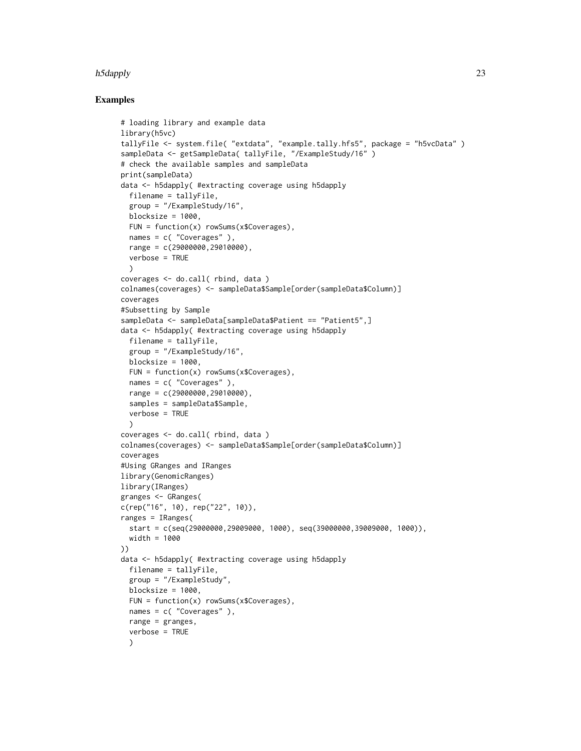## Examples

```
# loading library and example data
library(h5vc)
tallyFile <- system.file( "extdata", "example.tally.hfs5", package = "h5vcData" )
sampleData <- getSampleData( tallyFile, "/ExampleStudy/16" )
# check the available samples and sampleData
print(sampleData)
data <- h5dapply( #extracting coverage using h5dapply
  filename = tallyFile,
  group = "/ExampleStudy/16",
  blocksize = 1000,
  FUN = function(x) rowSums(x$Coverages),
  names = c( "Coverages" ),
  range = c(29000000,29010000),
  verbose = TRUE
  )
coverages <- do.call( rbind, data )
colnames(coverages) <- sampleData$Sample[order(sampleData$Column)]
coverages
#Subsetting by Sample
sampleData <- sampleData[sampleData$Patient == "Patient5",]
data <- h5dapply( #extracting coverage using h5dapply
  filename = tallyFile,
  group = "/ExampleStudy/16",
  blocksize = 1000,
  FUN = function(x) rowSums(x$Coverages),
  names = c( "Coverages" ),
  range = c(29000000,29010000),
  samples = sampleData$Sample,
  verbose = TRUE
  )
coverages <- do.call( rbind, data )
colnames(coverages) <- sampleData$Sample[order(sampleData$Column)]
coverages
#Using GRanges and IRanges
library(GenomicRanges)
library(IRanges)
granges <- GRanges(
c(rep("16", 10), rep("22", 10)),
ranges = IRanges(
  start = c(seq(29000000,29009000, 1000), seq(39000000,39009000, 1000)),
  width = 1000
))
data <- h5dapply( #extracting coverage using h5dapply
  filename = tallyFile,
  group = "/ExampleStudy",
  blocksize = 1000,
  FUN = function(x) rowSums(x$Coverages),
  names = c( "Coverages" ),
  range = granges,
  verbose = TRUE
  )
```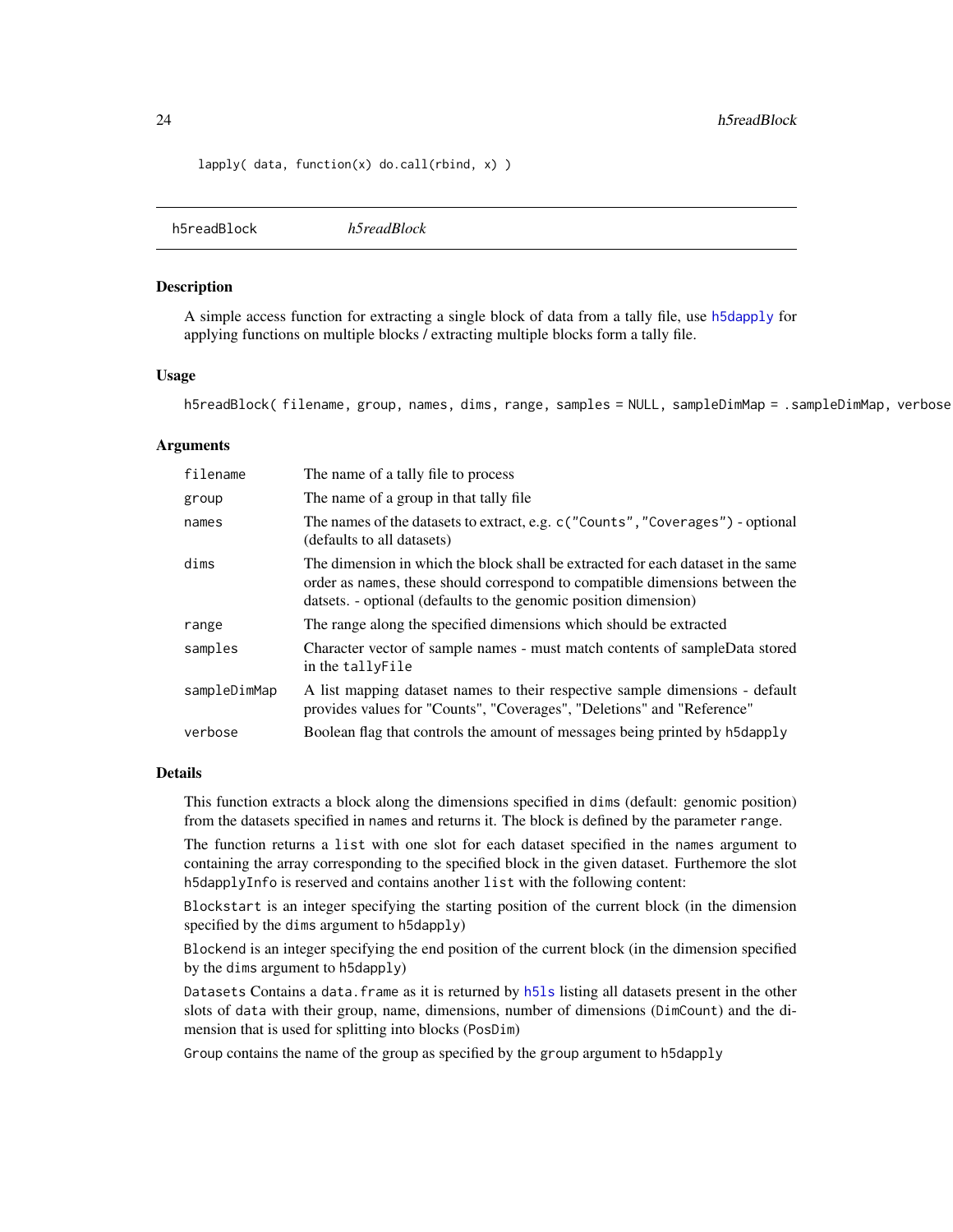```
lapply( data, function(x) do.call(rbind, x) )
```

## h5readBlock *h5readBlock*

### Description

A simple access function for extracting a single block of data from a tally file, use h5dapply for applying functions on multiple blocks / extracting multiple blocks form a tally file.

### Usage

```
h5readBlock( filename, group, names, dims, range, samples = NULL, sampleDimMap = .sampleDimMap, verbose
```

### Arguments

| | |
|---|---|
| filename | The name of a tally file to process |
| group | The name of a group in that tally file |
| names | The names of the datasets to extract, e.g. c("Counts","Coverages") - optional (defaults to all datasets) |
| dims | The dimension in which the block shall be extracted for each dataset in the same order as names, these should correspond to compatible dimensions between the datsets. - optional (defaults to the genomic position dimension) |
| range | The range along the specified dimensions which should be extracted |
| samples | Character vector of sample names - must match contents of sampleData stored in the tallyFile |
| sampleDimMap | A list mapping dataset names to their respective sample dimensions - default provides values for "Counts", "Coverages", "Deletions" and "Reference" |
| verbose | Boolean flag that controls the amount of messages being printed by h5dapply |

### Details

This function extracts a block along the dimensions specified in dims (default: genomic position) from the datasets specified in names and returns it. The block is defined by the parameter range.

The function returns a list with one slot for each dataset specified in the names argument to containing the array corresponding to the specified block in the given dataset. Furthemore the slot h5dapplyInfo is reserved and contains another list with the following content:

Blockstart is an integer specifying the starting position of the current block (in the dimension specified by the dims argument to h5dapply)

Blockend is an integer specifying the end position of the current block (in the dimension specified by the dims argument to h5dapply)

Datasets Contains a data.frame as it is returned by h5ls listing all datasets present in the other slots of data with their group, name, dimensions, number of dimensions (DimCount) and the dimension that is used for splitting into blocks (PosDim)

Group contains the name of the group as specified by the group argument to h5dapply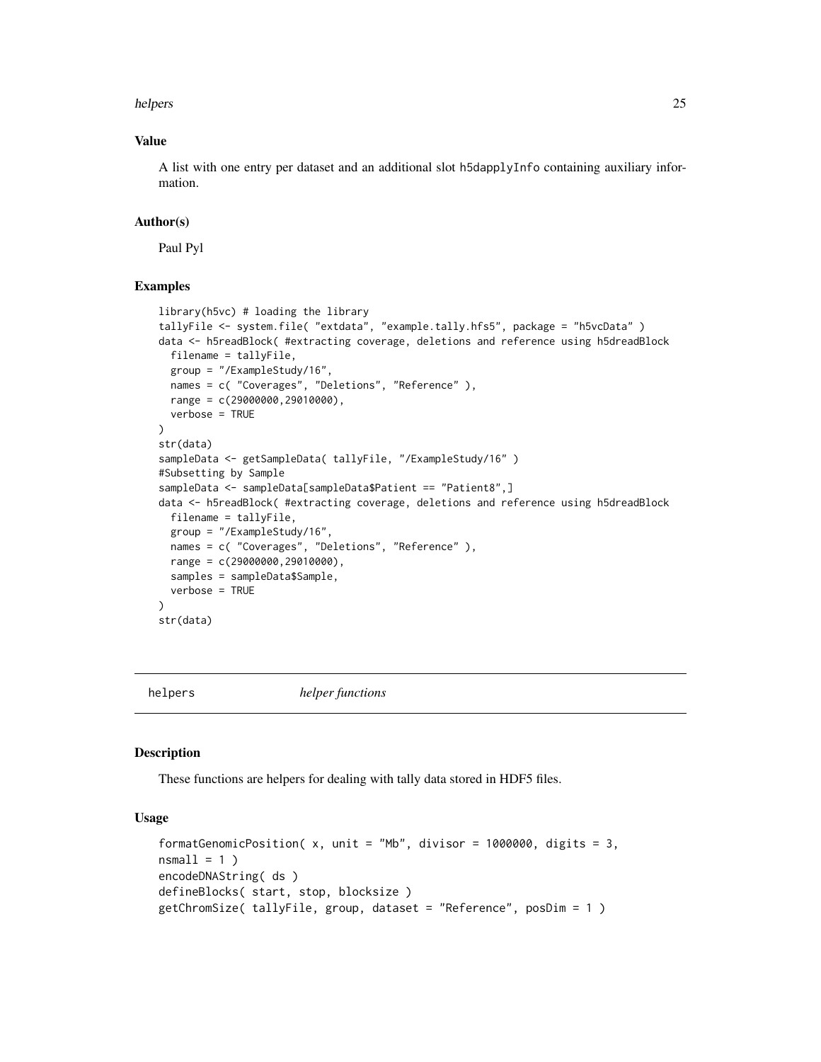## Value

A list with one entry per dataset and an additional slot h5dapplyInfo containing auxiliary information.

## Author(s)

Paul Pyl

## Examples

```
library(h5vc) # loading the library
tallyFile <- system.file( "extdata", "example.tally.hfs5", package = "h5vcData" )
data <- h5readBlock( #extracting coverage, deletions and reference using h5dreadBlock
  filename = tallyFile,
  group = "/ExampleStudy/16",
  names = c( "Coverages", "Deletions", "Reference" ),
  range = c(29000000,29010000),
  verbose = TRUE
)
str(data)
sampleData <- getSampleData( tallyFile, "/ExampleStudy/16" )
#Subsetting by Sample
sampleData <- sampleData[sampleData$Patient == "Patient8",]
data <- h5readBlock( #extracting coverage, deletions and reference using h5dreadBlock
  filename = tallyFile,
  group = "/ExampleStudy/16",
  names = c( "Coverages", "Deletions", "Reference" ),
  range = c(29000000,29010000),
  samples = sampleData$Sample,
  verbose = TRUE
)
str(data)
```

---

# helpers *helper functions*

## Description

These functions are helpers for dealing with tally data stored in HDF5 files.

## Usage

```
formatGenomicPosition( x, unit = "Mb", divisor = 1000000, digits = 3,
nsmall = 1 )
encodeDNAString( ds )
defineBlocks( start, stop, blocksize )
getChromSize( tallyFile, group, dataset = "Reference", posDim = 1 )
```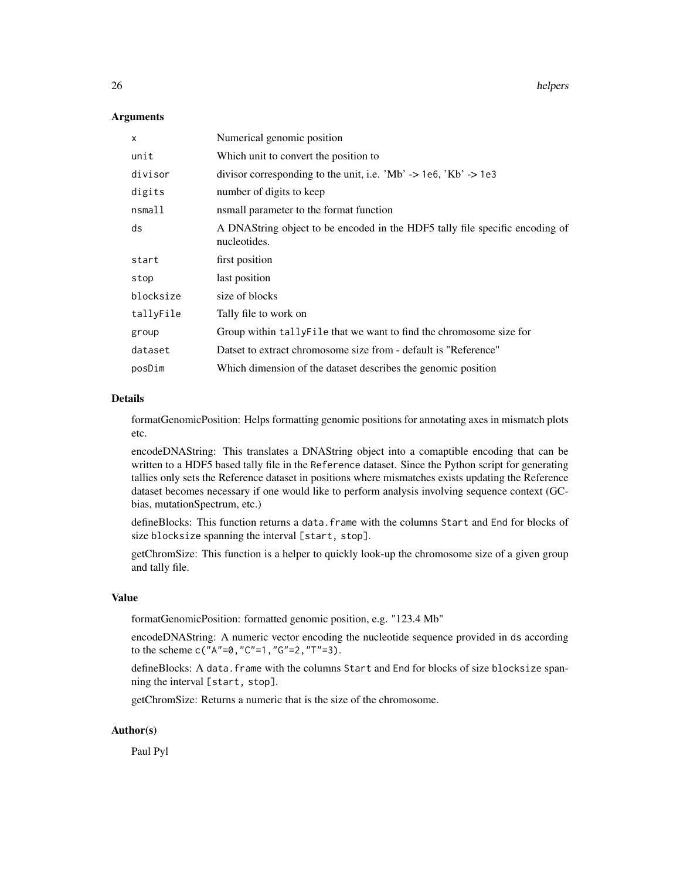## Arguments

| | |
|---|---|
| `x` | Numerical genomic position |
| `unit` | Which unit to convert the position to |
| `divisor` | divisor corresponding to the unit, i.e. 'Mb' -> `1e6`, 'Kb' -> `1e3` |
| `digits` | number of digits to keep |
| `nsmall` | nsmall parameter to the format function |
| `ds` | A DNAString object to be encoded in the HDF5 tally file specific encoding of nucleotides. |
| `start` | first position |
| `stop` | last position |
| `blocksize` | size of blocks |
| `tallyFile` | Tally file to work on |
| `group` | Group within `tallyFile` that we want to find the chromosome size for |
| `dataset` | Datset to extract chromosome size from - default is "Reference" |
| `posDim` | Which dimension of the dataset describes the genomic position |

## Details

formatGenomicPosition: Helps formatting genomic positions for annotating axes in mismatch plots etc.

encodeDNAString: This translates a DNAString object into a comaptible encoding that can be written to a HDF5 based tally file in the `Reference` dataset. Since the Python script for generating tallies only sets the Reference dataset in positions where mismatches exists updating the Reference dataset becomes necessary if one would like to perform analysis involving sequence context (GC-bias, mutationSpectrum, etc.)

defineBlocks: This function returns a `data.frame` with the columns `Start` and `End` for blocks of size `blocksize` spanning the interval `[start, stop]`.

getChromSize: This function is a helper to quickly look-up the chromosome size of a given group and tally file.

## Value

formatGenomicPosition: formatted genomic position, e.g. "123.4 Mb"

encodeDNAString: A numeric vector encoding the nucleotide sequence provided in `ds` according to the scheme `c("A"=0,"C"=1,"G"=2,"T"=3)`.

defineBlocks: A `data.frame` with the columns `Start` and `End` for blocks of size `blocksize` spanning the interval `[start, stop]`.

getChromSize: Returns a numeric that is the size of the chromosome.

## Author(s)

Paul Pyl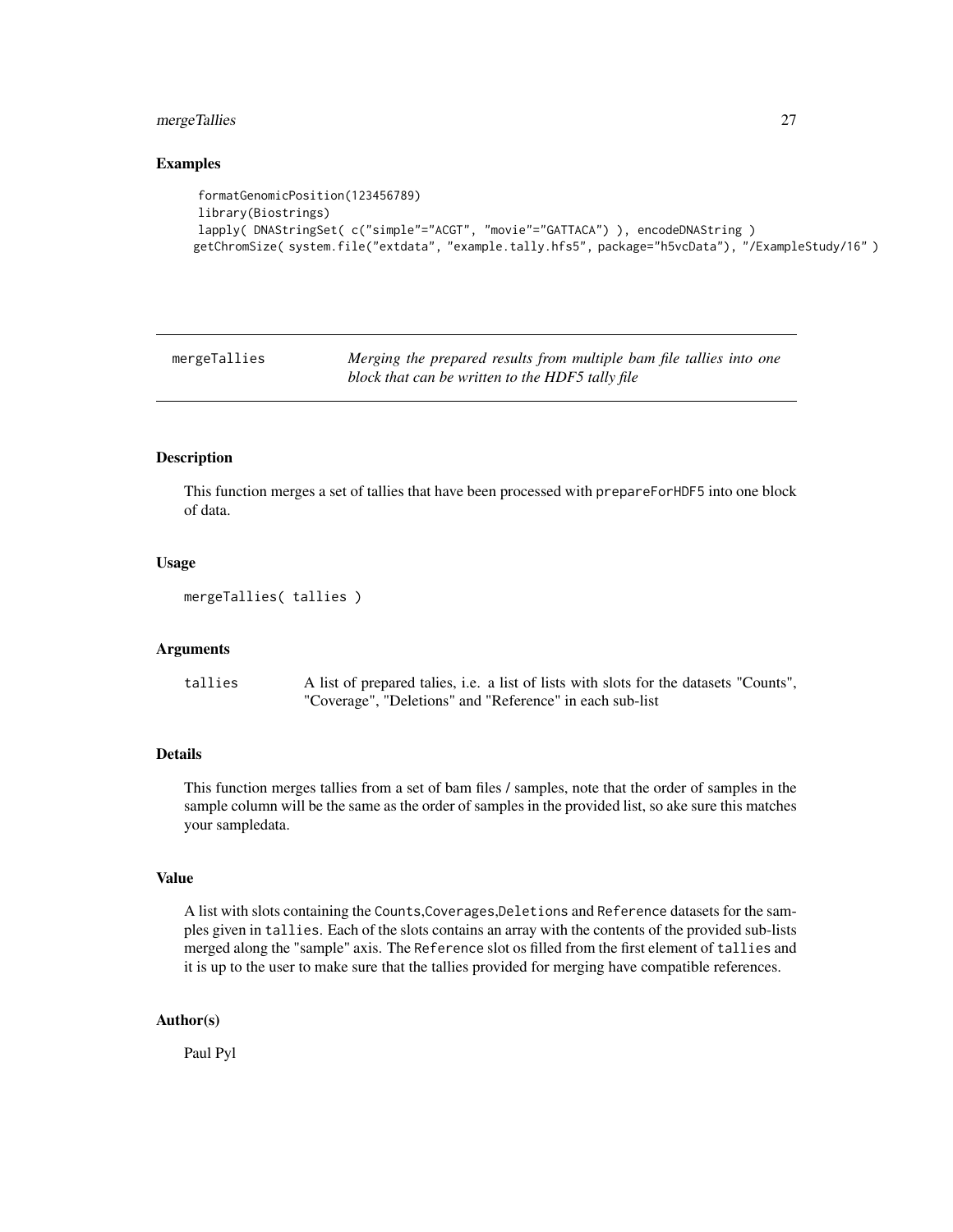## Examples

```
formatGenomicPosition(123456789)
library(Biostrings)
lapply( DNAStringSet( c("simple"="ACGT", "movie"="GATTACA") ), encodeDNAString )
getChromSize( system.file("extdata", "example.tally.hfs5", package="h5vcData"), "/ExampleStudy/16" )
```

---

# mergeTallies — *Merging the prepared results from multiple bam file tallies into one block that can be written to the HDF5 tally file*

---

## Description

This function merges a set of tallies that have been processed with `prepareForHDF5` into one block of data.

## Usage

```
mergeTallies( tallies )
```

## Arguments

| | |
|---|---|
| `tallies` | A list of prepared talies, i.e. a list of lists with slots for the datasets "Counts", "Coverage", "Deletions" and "Reference" in each sub-list |

## Details

This function merges tallies from a set of bam files / samples, note that the order of samples in the sample column will be the same as the order of samples in the provided list, so ake sure this matches your sampledata.

## Value

A list with slots containing the `Counts`,`Coverages`,`Deletions` and `Reference` datasets for the samples given in `tallies`. Each of the slots contains an array with the contents of the provided sub-lists merged along the "sample" axis. The `Reference` slot os filled from the first element of `tallies` and it is up to the user to make sure that the tallies provided for merging have compatible references.

## Author(s)

Paul Pyl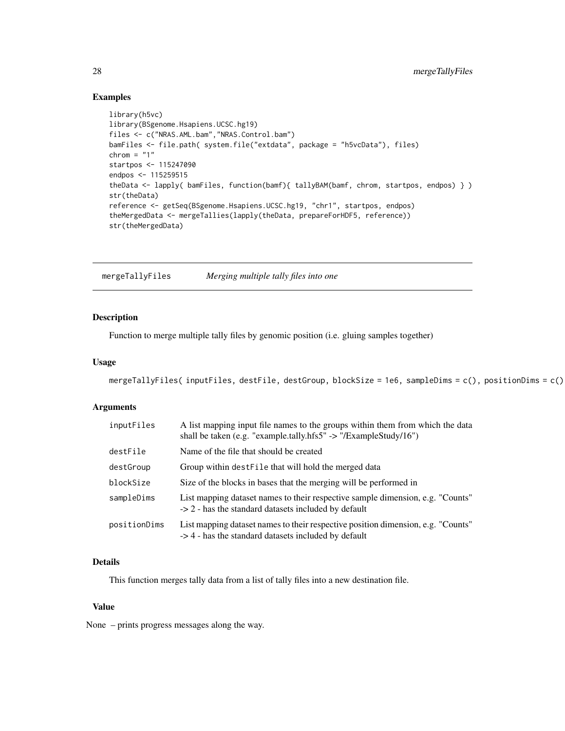### Examples

```
library(h5vc)
library(BSgenome.Hsapiens.UCSC.hg19)
files <- c("NRAS.AML.bam","NRAS.Control.bam")
bamFiles <- file.path( system.file("extdata", package = "h5vcData"), files)
chrom = "1"
startpos <- 115247090
endpos <- 115259515
theData <- lapply( bamFiles, function(bamf){ tallyBAM(bamf, chrom, startpos, endpos) } )
str(theData)
reference <- getSeq(BSgenome.Hsapiens.UCSC.hg19, "chr1", startpos, endpos)
theMergedData <- mergeTallies(lapply(theData, prepareForHDF5, reference))
str(theMergedData)
```

---

## mergeTallyFiles — *Merging multiple tally files into one*

---

### Description

Function to merge multiple tally files by genomic position (i.e. gluing samples together)

### Usage

```
mergeTallyFiles( inputFiles, destFile, destGroup, blockSize = 1e6, sampleDims = c(), positionDims = c()
```

### Arguments

| | |
|---|---|
| inputFiles | A list mapping input file names to the groups within them from which the data shall be taken (e.g. "example.tally.hfs5" -> "/ExampleStudy/16") |
| destFile | Name of the file that should be created |
| destGroup | Group within destFile that will hold the merged data |
| blockSize | Size of the blocks in bases that the merging will be performed in |
| sampleDims | List mapping dataset names to their respective sample dimension, e.g. "Counts" -> 2 - has the standard datasets included by default |
| positionDims | List mapping dataset names to their respective position dimension, e.g. "Counts" -> 4 - has the standard datasets included by default |

### Details

This function merges tally data from a list of tally files into a new destination file.

### Value

None – prints progress messages along the way.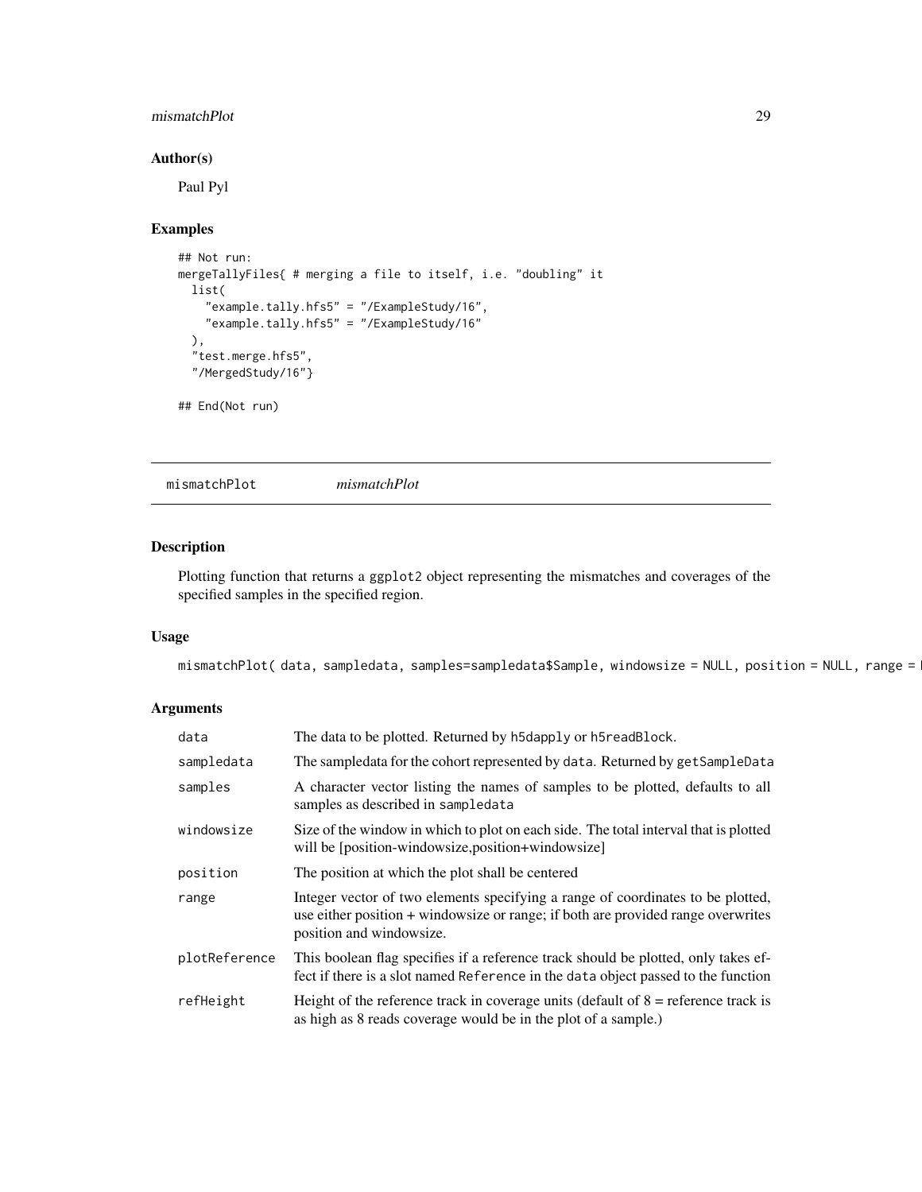### Author(s)

Paul Pyl

### Examples

```
## Not run:
mergeTallyFiles{ # merging a file to itself, i.e. "doubling" it
  list(
    "example.tally.hfs5" = "/ExampleStudy/16",
    "example.tally.hfs5" = "/ExampleStudy/16"
  ),
  "test.merge.hfs5",
  "/MergedStudy/16"}

## End(Not run)
```

## mismatchPlot *mismatchPlot*

### Description

Plotting function that returns a ggplot2 object representing the mismatches and coverages of the specified samples in the specified region.

### Usage

```
mismatchPlot( data, sampledata, samples=sampledata$Sample, windowsize = NULL, position = NULL, range = N
```

### Arguments

| | |
|---|---|
| data | The data to be plotted. Returned by h5dapply or h5readBlock. |
| sampledata | The sampledata for the cohort represented by data. Returned by getSampleData |
| samples | A character vector listing the names of samples to be plotted, defaults to all samples as described in sampledata |
| windowsize | Size of the window in which to plot on each side. The total interval that is plotted will be [position-windowsize,position+windowsize] |
| position | The position at which the plot shall be centered |
| range | Integer vector of two elements specifying a range of coordinates to be plotted, use either position + windowsize or range; if both are provided range overwrites position and windowsize. |
| plotReference | This boolean flag specifies if a reference track should be plotted, only takes effect if there is a slot named Reference in the data object passed to the function |
| refHeight | Height of the reference track in coverage units (default of 8 = reference track is as high as 8 reads coverage would be in the plot of a sample.) |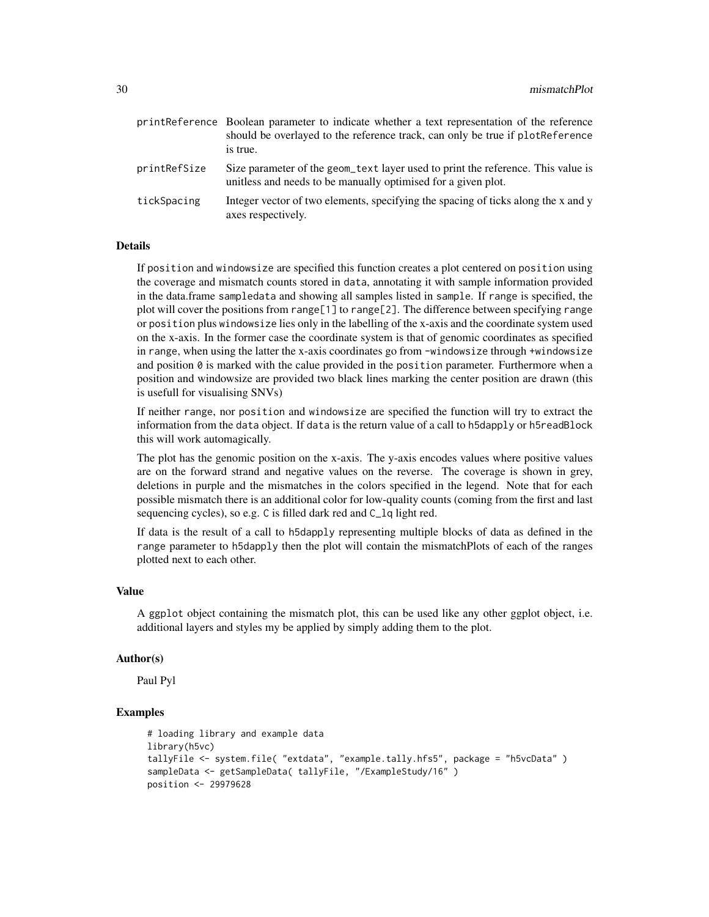printReference Boolean parameter to indicate whether a text representation of the reference should be overlayed to the reference track, can only be true if plotReference is true.

printRefSize Size parameter of the geom_text layer used to print the reference. This value is unitless and needs to be manually optimised for a given plot.

tickSpacing Integer vector of two elements, specifying the spacing of ticks along the x and y axes respectively.

## Details

If position and windowsize are specified this function creates a plot centered on position using the coverage and mismatch counts stored in data, annotating it with sample information provided in the data.frame sampledata and showing all samples listed in sample. If range is specified, the plot will cover the positions from range[1] to range[2]. The difference between specifying range or position plus windowsize lies only in the labelling of the x-axis and the coordinate system used on the x-axis. In the former case the coordinate system is that of genomic coordinates as specified in range, when using the latter the x-axis coordinates go from -windowsize through +windowsize and position 0 is marked with the calue provided in the position parameter. Furthermore when a position and windowsize are provided two black lines marking the center position are drawn (this is usefull for visualising SNVs)

If neither range, nor position and windowsize are specified the function will try to extract the information from the data object. If data is the return value of a call to h5dapply or h5readBlock this will work automagically.

The plot has the genomic position on the x-axis. The y-axis encodes values where positive values are on the forward strand and negative values on the reverse. The coverage is shown in grey, deletions in purple and the mismatches in the colors specified in the legend. Note that for each possible mismatch there is an additional color for low-quality counts (coming from the first and last sequencing cycles), so e.g. C is filled dark red and C_lq light red.

If data is the result of a call to h5dapply representing multiple blocks of data as defined in the range parameter to h5dapply then the plot will contain the mismatchPlots of each of the ranges plotted next to each other.

## Value

A ggplot object containing the mismatch plot, this can be used like any other ggplot object, i.e. additional layers and styles my be applied by simply adding them to the plot.

## Author(s)

Paul Pyl

## Examples

```
# loading library and example data
library(h5vc)
tallyFile <- system.file( "extdata", "example.tally.hfs5", package = "h5vcData" )
sampleData <- getSampleData( tallyFile, "/ExampleStudy/16" )
position <- 29979628
```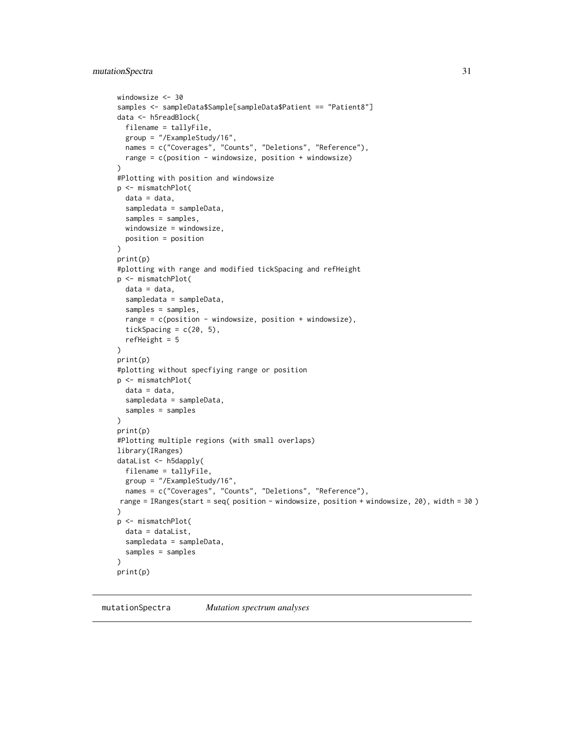```
windowsize <- 30
samples <- sampleData$Sample[sampleData$Patient == "Patient8"]
data <- h5readBlock(
  filename = tallyFile,
  group = "/ExampleStudy/16",
  names = c("Coverages", "Counts", "Deletions", "Reference"),
  range = c(position - windowsize, position + windowsize)
)
#Plotting with position and windowsize
p <- mismatchPlot(
  data = data,
  sampledata = sampleData,
  samples = samples,
  windowsize = windowsize,
  position = position
)
print(p)
#plotting with range and modified tickSpacing and refHeight
p <- mismatchPlot(
  data = data,
  sampledata = sampleData,
  samples = samples,
  range = c(position - windowsize, position + windowsize),
  tickSpacing = c(20, 5),
  refHeight = 5
)
print(p)
#plotting without specfiying range or position
p <- mismatchPlot(
  data = data,
  sampledata = sampleData,
  samples = samples
)
print(p)
#Plotting multiple regions (with small overlaps)
library(IRanges)
dataList <- h5dapply(
  filename = tallyFile,
  group = "/ExampleStudy/16",
  names = c("Coverages", "Counts", "Deletions", "Reference"),
 range = IRanges(start = seq( position - windowsize, position + windowsize, 20), width = 30 )
)
p <- mismatchPlot(
  data = dataList,
  sampledata = sampleData,
  samples = samples
)
print(p)
```

## mutationSpectra    *Mutation spectrum analyses*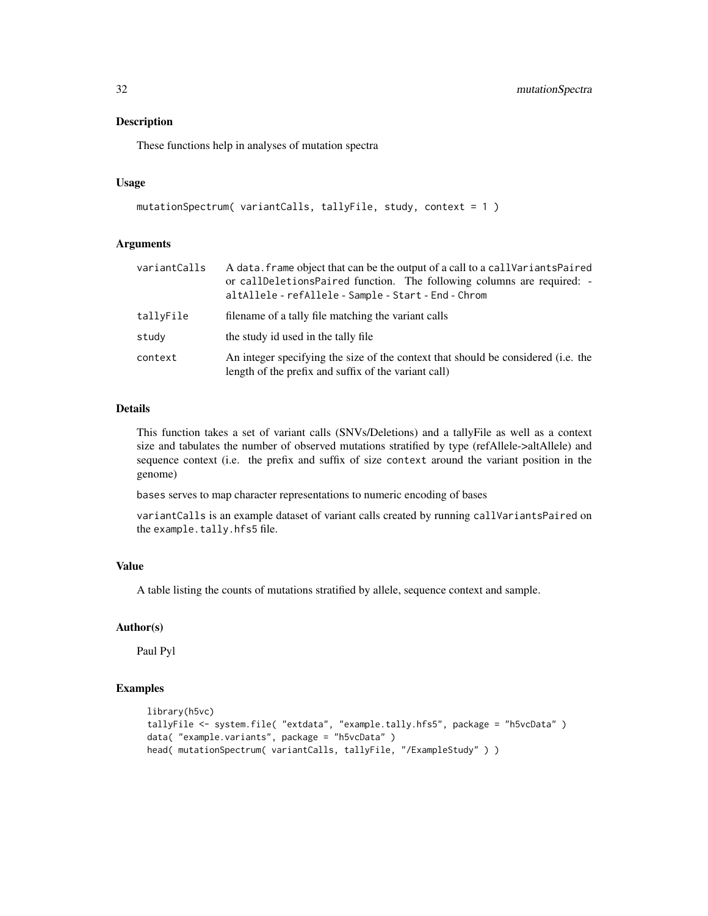## Description

These functions help in analyses of mutation spectra

## Usage

```
mutationSpectrum( variantCalls, tallyFile, study, context = 1 )
```

## Arguments

| | |
|---|---|
| variantCalls | A data.frame object that can be the output of a call to a callVariantsPaired or callDeletionsPaired function. The following columns are required: - altAllele - refAllele - Sample - Start - End - Chrom |
| tallyFile | filename of a tally file matching the variant calls |
| study | the study id used in the tally file |
| context | An integer specifying the size of the context that should be considered (i.e. the length of the prefix and suffix of the variant call) |

## Details

This function takes a set of variant calls (SNVs/Deletions) and a tallyFile as well as a context size and tabulates the number of observed mutations stratified by type (refAllele->altAllele) and sequence context (i.e. the prefix and suffix of size context around the variant position in the genome)

bases serves to map character representations to numeric encoding of bases

variantCalls is an example dataset of variant calls created by running callVariantsPaired on the example.tally.hfs5 file.

## Value

A table listing the counts of mutations stratified by allele, sequence context and sample.

## Author(s)

Paul Pyl

## Examples

```
library(h5vc)
tallyFile <- system.file( "extdata", "example.tally.hfs5", package = "h5vcData" )
data( "example.variants", package = "h5vcData" )
head( mutationSpectrum( variantCalls, tallyFile, "/ExampleStudy" ) )
```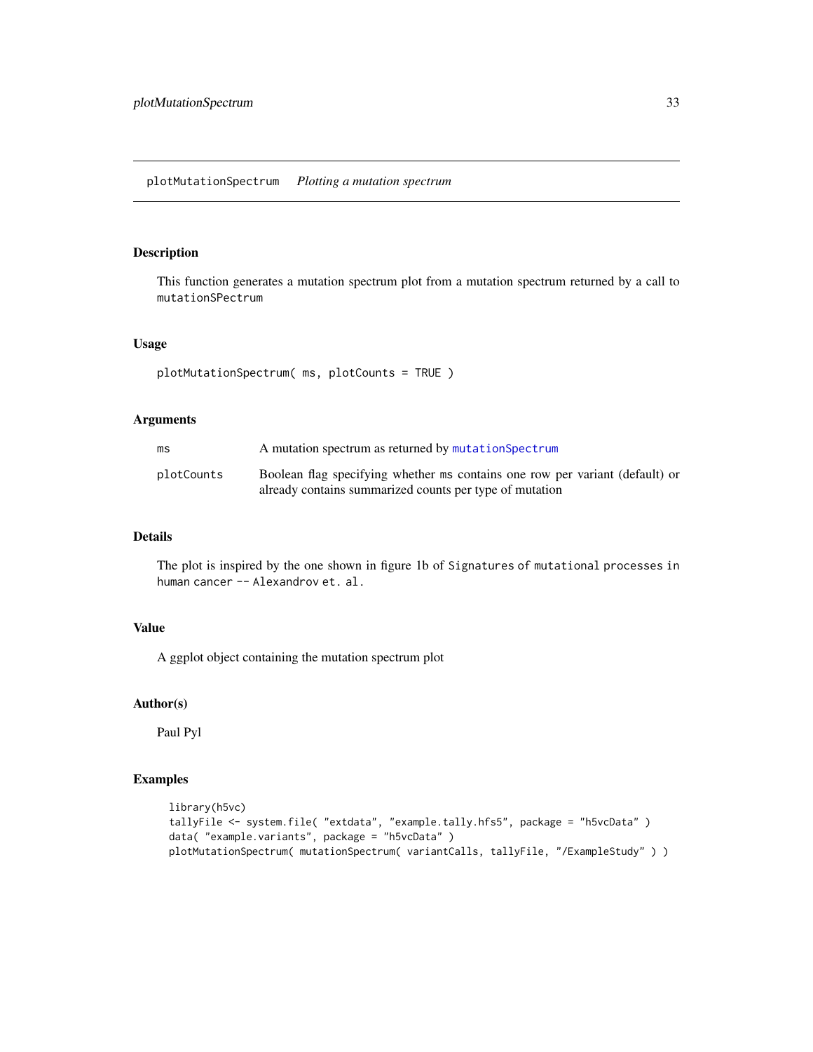## plotMutationSpectrum *Plotting a mutation spectrum*

### Description

This function generates a mutation spectrum plot from a mutation spectrum returned by a call to `mutationSPectrum`

### Usage

```
plotMutationSpectrum( ms, plotCounts = TRUE )
```

### Arguments

| | |
|---|---|
| `ms` | A mutation spectrum as returned by `mutationSpectrum` |
| `plotCounts` | Boolean flag specifying whether `ms` contains one row per variant (default) or already contains summarized counts per type of mutation |

### Details

The plot is inspired by the one shown in figure 1b of `Signatures of mutational processes in human cancer -- Alexandrov et. al.`

### Value

A ggplot object containing the mutation spectrum plot

### Author(s)

Paul Pyl

### Examples

```
library(h5vc)
tallyFile <- system.file( "extdata", "example.tally.hfs5", package = "h5vcData" )
data( "example.variants", package = "h5vcData" )
plotMutationSpectrum( mutationSpectrum( variantCalls, tallyFile, "/ExampleStudy" ) )
```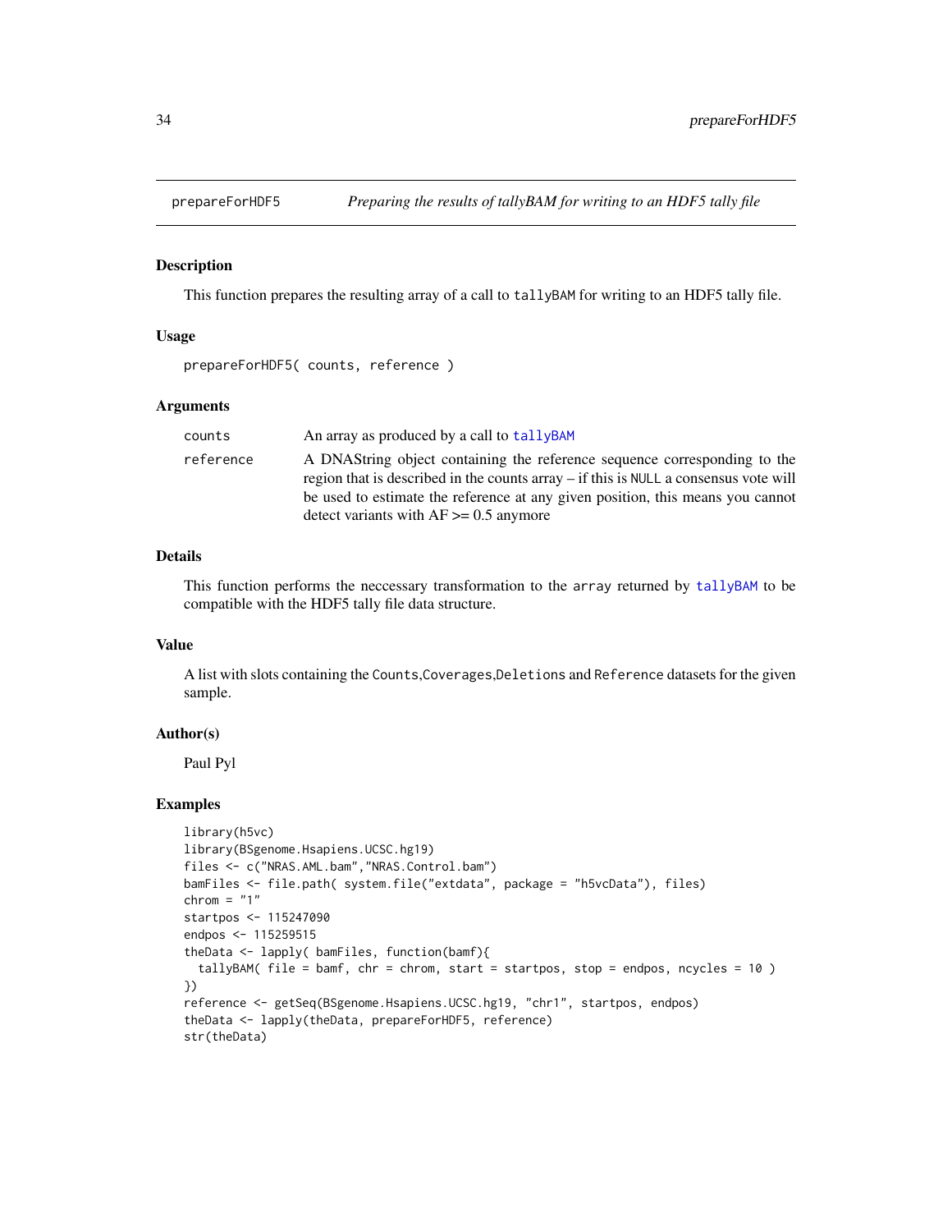# prepareForHDF5 — *Preparing the results of tallyBAM for writing to an HDF5 tally file*

## Description

This function prepares the resulting array of a call to `tallyBAM` for writing to an HDF5 tally file.

## Usage

```
prepareForHDF5( counts, reference )
```

## Arguments

| | |
|---|---|
| `counts` | An array as produced by a call to `tallyBAM` |
| `reference` | A DNAString object containing the reference sequence corresponding to the region that is described in the counts array – if this is `NULL` a consensus vote will be used to estimate the reference at any given position, this means you cannot detect variants with AF >= 0.5 anymore |

## Details

This function performs the neccessary transformation to the `array` returned by `tallyBAM` to be compatible with the HDF5 tally file data structure.

## Value

A list with slots containing the `Counts`,`Coverages`,`Deletions` and `Reference` datasets for the given sample.

## Author(s)

Paul Pyl

## Examples

```
library(h5vc)
library(BSgenome.Hsapiens.UCSC.hg19)
files <- c("NRAS.AML.bam","NRAS.Control.bam")
bamFiles <- file.path( system.file("extdata", package = "h5vcData"), files)
chrom = "1"
startpos <- 115247090
endpos <- 115259515
theData <- lapply( bamFiles, function(bamf){
  tallyBAM( file = bamf, chr = chrom, start = startpos, stop = endpos, ncycles = 10 )
})
reference <- getSeq(BSgenome.Hsapiens.UCSC.hg19, "chr1", startpos, endpos)
theData <- lapply(theData, prepareForHDF5, reference)
str(theData)
```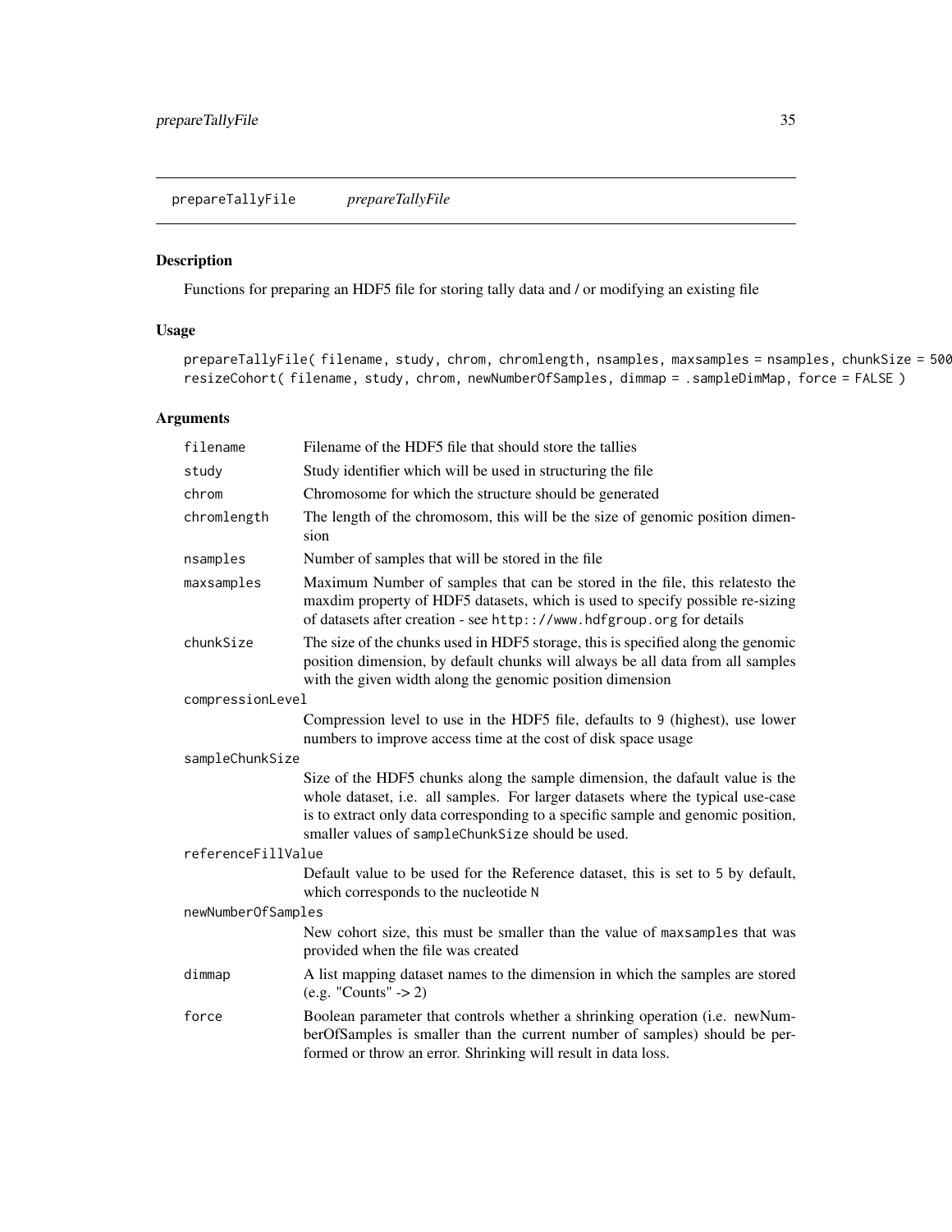prepareTallyFile *prepareTallyFile*

## Description

Functions for preparing an HDF5 file for storing tally data and / or modifying an existing file

## Usage

```
prepareTallyFile( filename, study, chrom, chromlength, nsamples, maxsamples = nsamples, chunkSize = 500
resizeCohort( filename, study, chrom, newNumberOfSamples, dimmap = .sampleDimMap, force = FALSE )
```

## Arguments

| | |
|---|---|
| filename | Filename of the HDF5 file that should store the tallies |
| study | Study identifier which will be used in structuring the file |
| chrom | Chromosome for which the structure should be generated |
| chromlength | The length of the chromosom, this will be the size of genomic position dimension |
| nsamples | Number of samples that will be stored in the file |
| maxsamples | Maximum Number of samples that can be stored in the file, this relatesto the maxdim property of HDF5 datasets, which is used to specify possible re-sizing of datasets after creation - see `http::://www.hdfgroup.org` for details |
| chunkSize | The size of the chunks used in HDF5 storage, this is specified along the genomic position dimension, by default chunks will always be all data from all samples with the given width along the genomic position dimension |
| compressionLevel | Compression level to use in the HDF5 file, defaults to `9` (highest), use lower numbers to improve access time at the cost of disk space usage |
| sampleChunkSize | Size of the HDF5 chunks along the sample dimension, the dafault value is the whole dataset, i.e. all samples. For larger datasets where the typical use-case is to extract only data corresponding to a specific sample and genomic position, smaller values of `sampleChunkSize` should be used. |
| referenceFillValue | Default value to be used for the Reference dataset, this is set to `5` by default, which corresponds to the nucleotide `N` |
| newNumberOfSamples | New cohort size, this must be smaller than the value of `maxsamples` that was provided when the file was created |
| dimmap | A list mapping dataset names to the dimension in which the samples are stored (e.g. "Counts" -> 2) |
| force | Boolean parameter that controls whether a shrinking operation (i.e. newNumberOfSamples is smaller than the current number of samples) should be performed or throw an error. Shrinking will result in data loss. |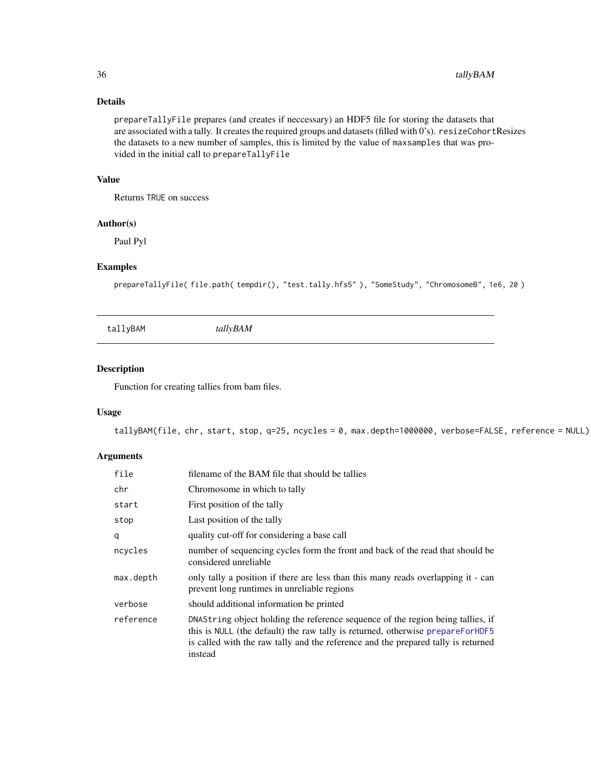### Details

`prepareTallyFile` prepares (and creates if neccessary) an HDF5 file for storing the datasets that are associated with a tally. It creates the required groups and datasets (filled with 0's). `resizeCohort`Resizes the datasets to a new number of samples, this is limited by the value of `maxsamples` that was provided in the initial call to `prepareTallyFile`

### Value

Returns `TRUE` on success

### Author(s)

Paul Pyl

### Examples

```
prepareTallyFile( file.path( tempdir(), "test.tally.hfs5" ), "SomeStudy", "ChromosomeB", 1e6, 20 )
```

---

## tallyBAM *tallyBAM*

---

### Description

Function for creating tallies from bam files.

### Usage

```
tallyBAM(file, chr, start, stop, q=25, ncycles = 0, max.depth=1000000, verbose=FALSE, reference = NULL)
```

### Arguments

| | |
|---|---|
| `file` | filename of the BAM file that should be tallies |
| `chr` | Chromosome in which to tally |
| `start` | First position of the tally |
| `stop` | Last position of the tally |
| `q` | quality cut-off for considering a base call |
| `ncycles` | number of sequencing cycles form the front and back of the read that should be considered unreliable |
| `max.depth` | only tally a position if there are less than this many reads overlapping it - can prevent long runtimes in unreliable regions |
| `verbose` | should additional information be printed |
| `reference` | `DNAString` object holding the reference sequence of the region being tallies, if this is `NULL` (the default) the raw tally is returned, otherwise `prepareForHDF5` is called with the raw tally and the reference and the prepared tally is returned instead |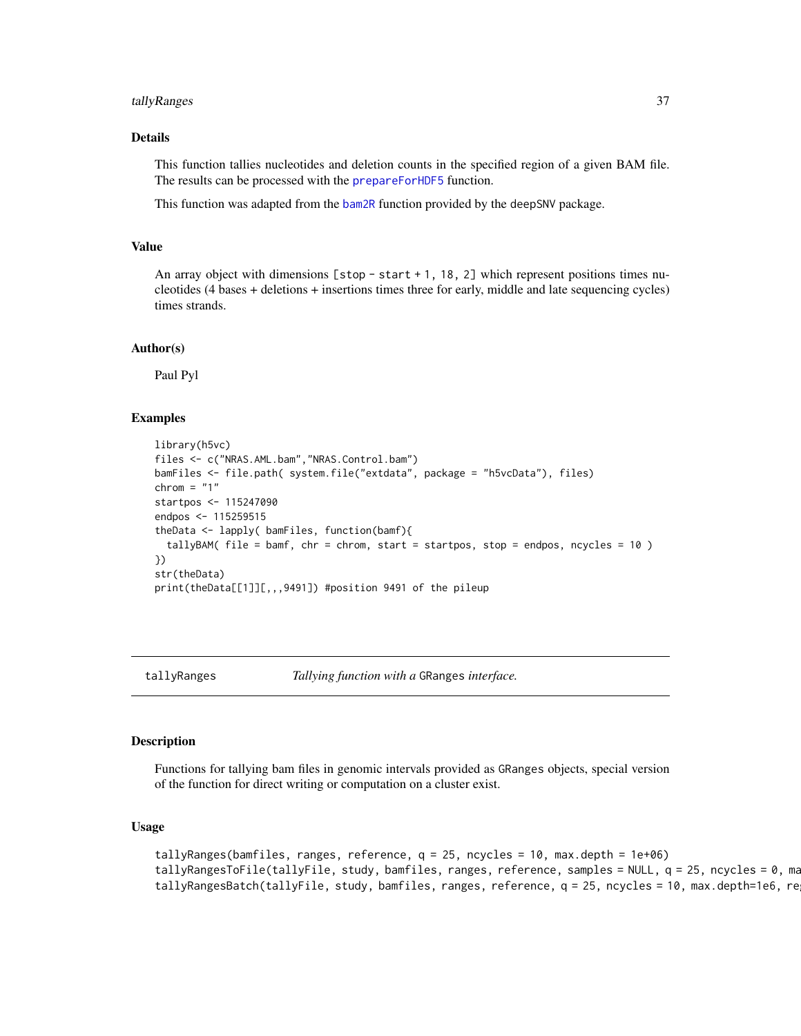### Details

This function tallies nucleotides and deletion counts in the specified region of a given BAM file. The results can be processed with the prepareForHDF5 function.

This function was adapted from the bam2R function provided by the deepSNV package.

### Value

An array object with dimensions [stop - start + 1, 18, 2] which represent positions times nucleotides (4 bases + deletions + insertions times three for early, middle and late sequencing cycles) times strands.

### Author(s)

Paul Pyl

### Examples

```
library(h5vc)
files <- c("NRAS.AML.bam","NRAS.Control.bam")
bamFiles <- file.path( system.file("extdata", package = "h5vcData"), files)
chrom = "1"
startpos <- 115247090
endpos <- 115259515
theData <- lapply( bamFiles, function(bamf){
  tallyBAM( file = bamf, chr = chrom, start = startpos, stop = endpos, ncycles = 10 )
})
str(theData)
print(theData[[1]][,,,9491]) #position 9491 of the pileup
```

---

## tallyRanges — *Tallying function with a* GRanges *interface.*

### Description

Functions for tallying bam files in genomic intervals provided as GRanges objects, special version of the function for direct writing or computation on a cluster exist.

### Usage

```
tallyRanges(bamfiles, ranges, reference, q = 25, ncycles = 10, max.depth = 1e+06)
tallyRangesToFile(tallyFile, study, bamfiles, ranges, reference, samples = NULL, q = 25, ncycles = 0, ma
tallyRangesBatch(tallyFile, study, bamfiles, ranges, reference, q = 25, ncycles = 10, max.depth=1e6, re
```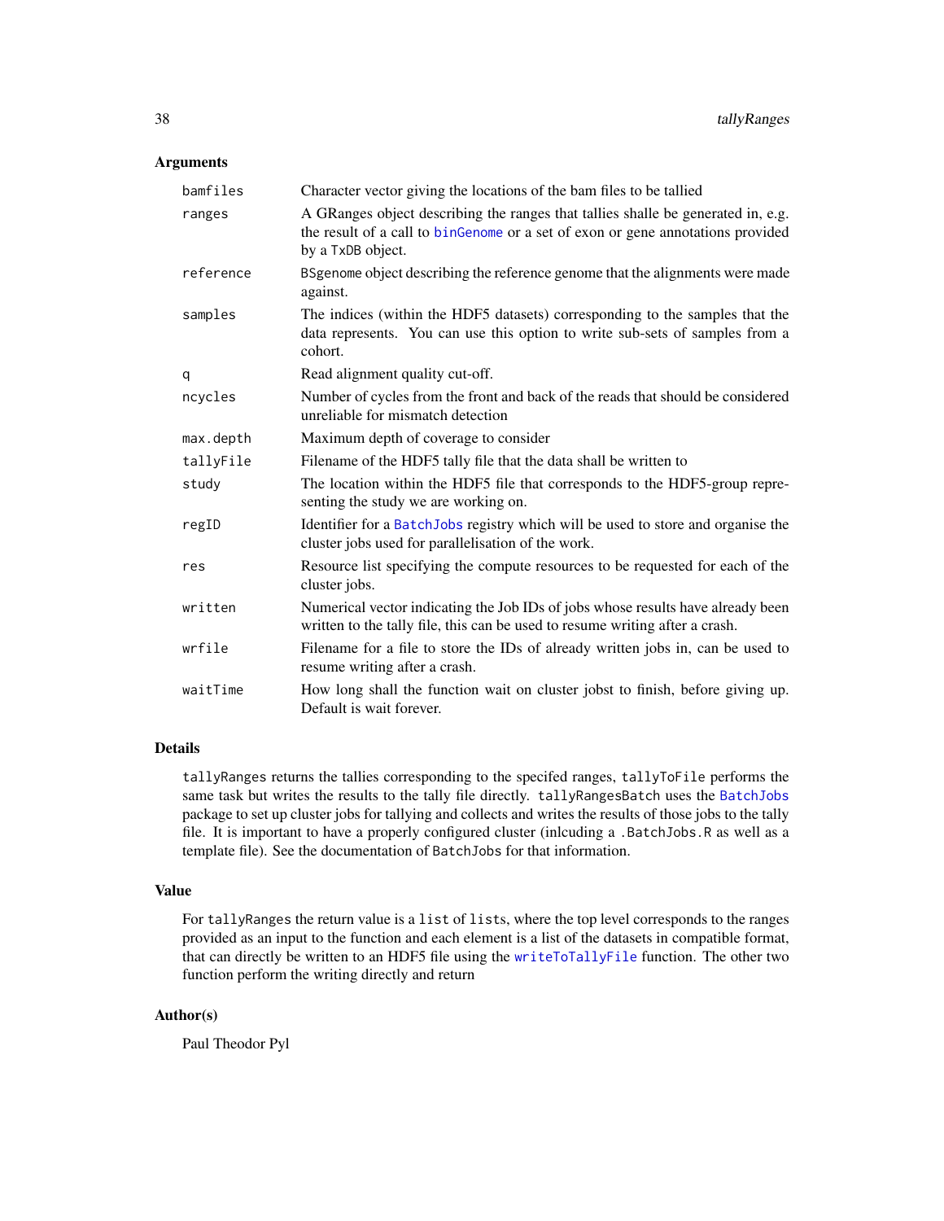## Arguments

| | |
|---|---|
| `bamfiles` | Character vector giving the locations of the bam files to be tallied |
| `ranges` | A GRanges object describing the ranges that tallies shalle be generated in, e.g. the result of a call to `binGenome` or a set of exon or gene annotations provided by a `TxDB` object. |
| `reference` | `BSgenome` object describing the reference genome that the alignments were made against. |
| `samples` | The indices (within the HDF5 datasets) corresponding to the samples that the data represents. You can use this option to write sub-sets of samples from a cohort. |
| `q` | Read alignment quality cut-off. |
| `ncycles` | Number of cycles from the front and back of the reads that should be considered unreliable for mismatch detection |
| `max.depth` | Maximum depth of coverage to consider |
| `tallyFile` | Filename of the HDF5 tally file that the data shall be written to |
| `study` | The location within the HDF5 file that corresponds to the HDF5-group representing the study we are working on. |
| `regID` | Identifier for a `BatchJobs` registry which will be used to store and organise the cluster jobs used for parallelisation of the work. |
| `res` | Resource list specifying the compute resources to be requested for each of the cluster jobs. |
| `written` | Numerical vector indicating the Job IDs of jobs whose results have already been written to the tally file, this can be used to resume writing after a crash. |
| `wrfile` | Filename for a file to store the IDs of already written jobs in, can be used to resume writing after a crash. |
| `waitTime` | How long shall the function wait on cluster jobst to finish, before giving up. Default is wait forever. |

## Details

`tallyRanges` returns the tallies corresponding to the specifed ranges, `tallyToFile` performs the same task but writes the results to the tally file directly. `tallyRangesBatch` uses the `BatchJobs` package to set up cluster jobs for tallying and collects and writes the results of those jobs to the tally file. It is important to have a properly configured cluster (inlcuding a `.BatchJobs.R` as well as a template file). See the documentation of `BatchJobs` for that information.

## Value

For `tallyRanges` the return value is a `list` of `list`s, where the top level corresponds to the ranges provided as an input to the function and each element is a list of the datasets in compatible format, that can directly be written to an HDF5 file using the `writeToTallyFile` function. The other two function perform the writing directly and return

## Author(s)

Paul Theodor Pyl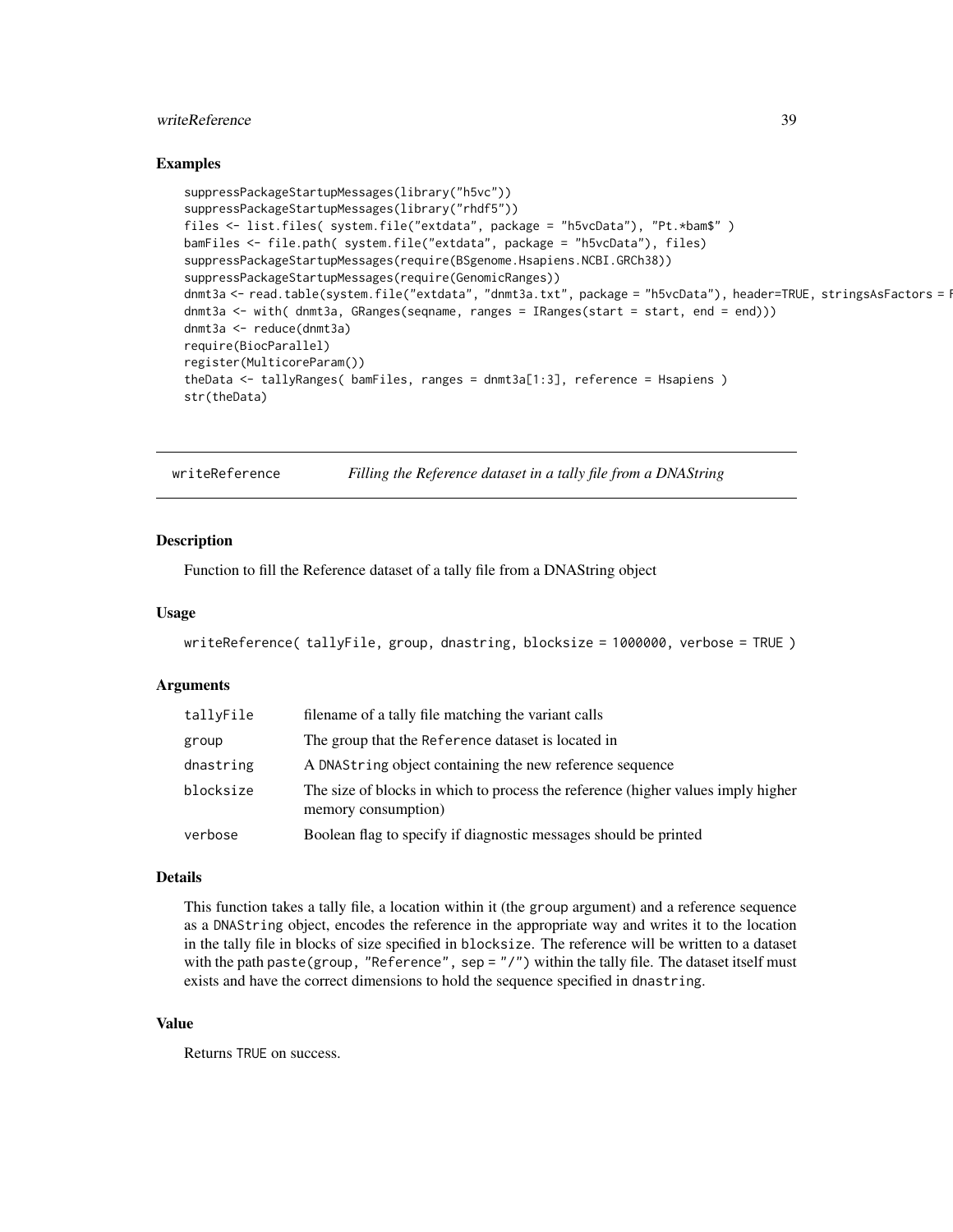## Examples

```
suppressPackageStartupMessages(library("h5vc"))
suppressPackageStartupMessages(library("rhdf5"))
files <- list.files( system.file("extdata", package = "h5vcData"), "Pt.*bam$" )
bamFiles <- file.path( system.file("extdata", package = "h5vcData"), files)
suppressPackageStartupMessages(require(BSgenome.Hsapiens.NCBI.GRCh38))
suppressPackageStartupMessages(require(GenomicRanges))
dnmt3a <- read.table(system.file("extdata", "dnmt3a.txt", package = "h5vcData"), header=TRUE, stringsAsFactors = F
dnmt3a <- with( dnmt3a, GRanges(seqname, ranges = IRanges(start = start, end = end)))
dnmt3a <- reduce(dnmt3a)
require(BiocParallel)
register(MulticoreParam())
theData <- tallyRanges( bamFiles, ranges = dnmt3a[1:3], reference = Hsapiens )
str(theData)
```

---

# writeReference — *Filling the Reference dataset in a tally file from a DNAString*

## Description

Function to fill the Reference dataset of a tally file from a DNAString object

## Usage

```
writeReference( tallyFile, group, dnastring, blocksize = 1000000, verbose = TRUE )
```

## Arguments

| | |
|---|---|
| tallyFile | filename of a tally file matching the variant calls |
| group | The group that the Reference dataset is located in |
| dnastring | A DNAString object containing the new reference sequence |
| blocksize | The size of blocks in which to process the reference (higher values imply higher memory consumption) |
| verbose | Boolean flag to specify if diagnostic messages should be printed |

## Details

This function takes a tally file, a location within it (the `group` argument) and a reference sequence as a `DNAString` object, encodes the reference in the appropriate way and writes it to the location in the tally file in blocks of size specified in `blocksize`. The reference will be written to a dataset with the path `paste(group, "Reference", sep = "/")` within the tally file. The dataset itself must exists and have the correct dimensions to hold the sequence specified in `dnastring`.

## Value

Returns `TRUE` on success.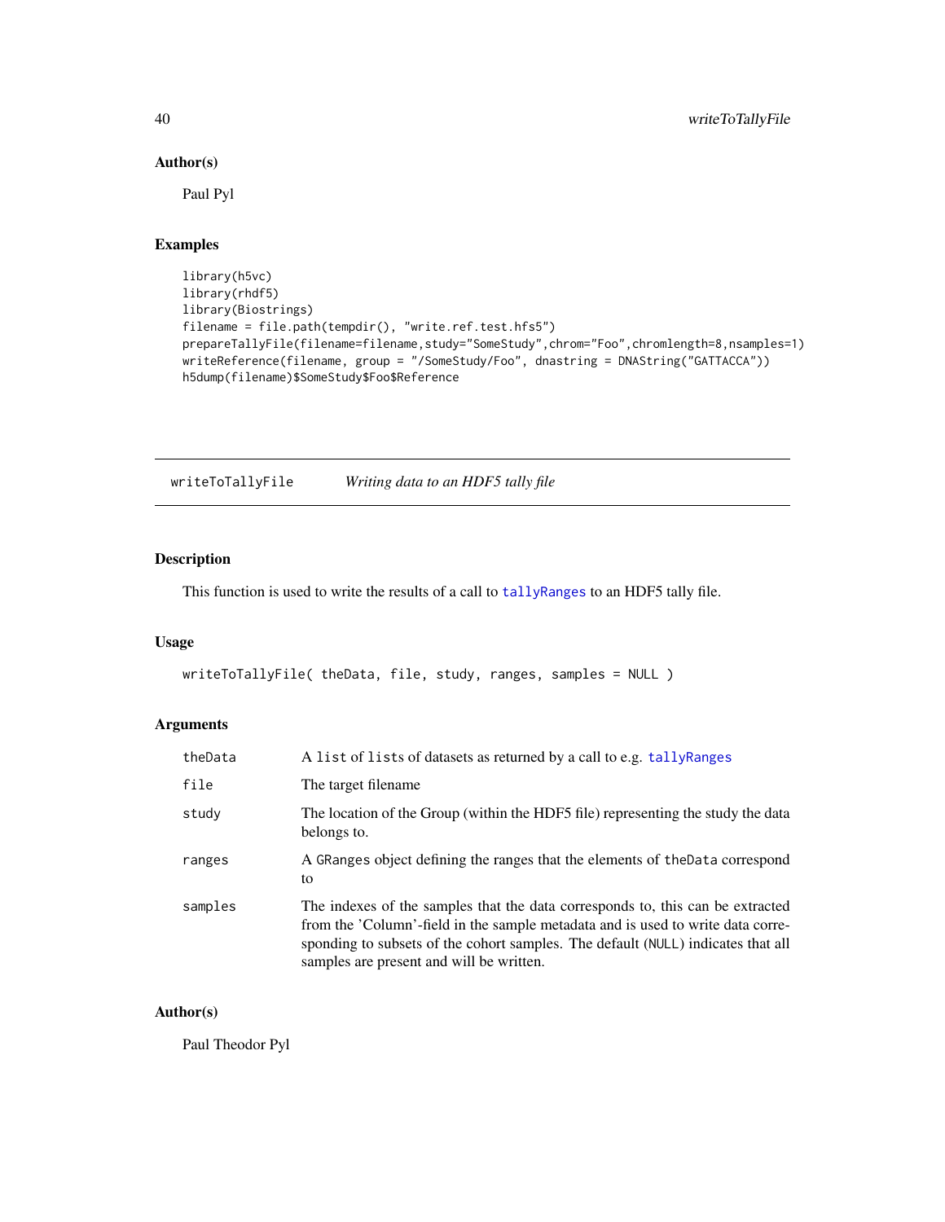## Author(s)

Paul Pyl

## Examples

```
library(h5vc)
library(rhdf5)
library(Biostrings)
filename = file.path(tempdir(), "write.ref.test.hfs5")
prepareTallyFile(filename=filename,study="SomeStudy",chrom="Foo",chromlength=8,nsamples=1)
writeReference(filename, group = "/SomeStudy/Foo", dnastring = DNAString("GATTACCA"))
h5dump(filename)$SomeStudy$Foo$Reference
```

---

# writeToTallyFile    *Writing data to an HDF5 tally file*

---

## Description

This function is used to write the results of a call to `tallyRanges` to an HDF5 tally file.

## Usage

```
writeToTallyFile( theData, file, study, ranges, samples = NULL )
```

## Arguments

| | |
|---|---|
| `theData` | A `list` of `list`s of datasets as returned by a call to e.g. `tallyRanges` |
| `file` | The target filename |
| `study` | The location of the Group (within the HDF5 file) representing the study the data belongs to. |
| `ranges` | A `GRanges` object defining the ranges that the elements of `theData` correspond to |
| `samples` | The indexes of the samples that the data corresponds to, this can be extracted from the 'Column'-field in the sample metadata and is used to write data corresponding to subsets of the cohort samples. The default (`NULL`) indicates that all samples are present and will be written. |

## Author(s)

Paul Theodor Pyl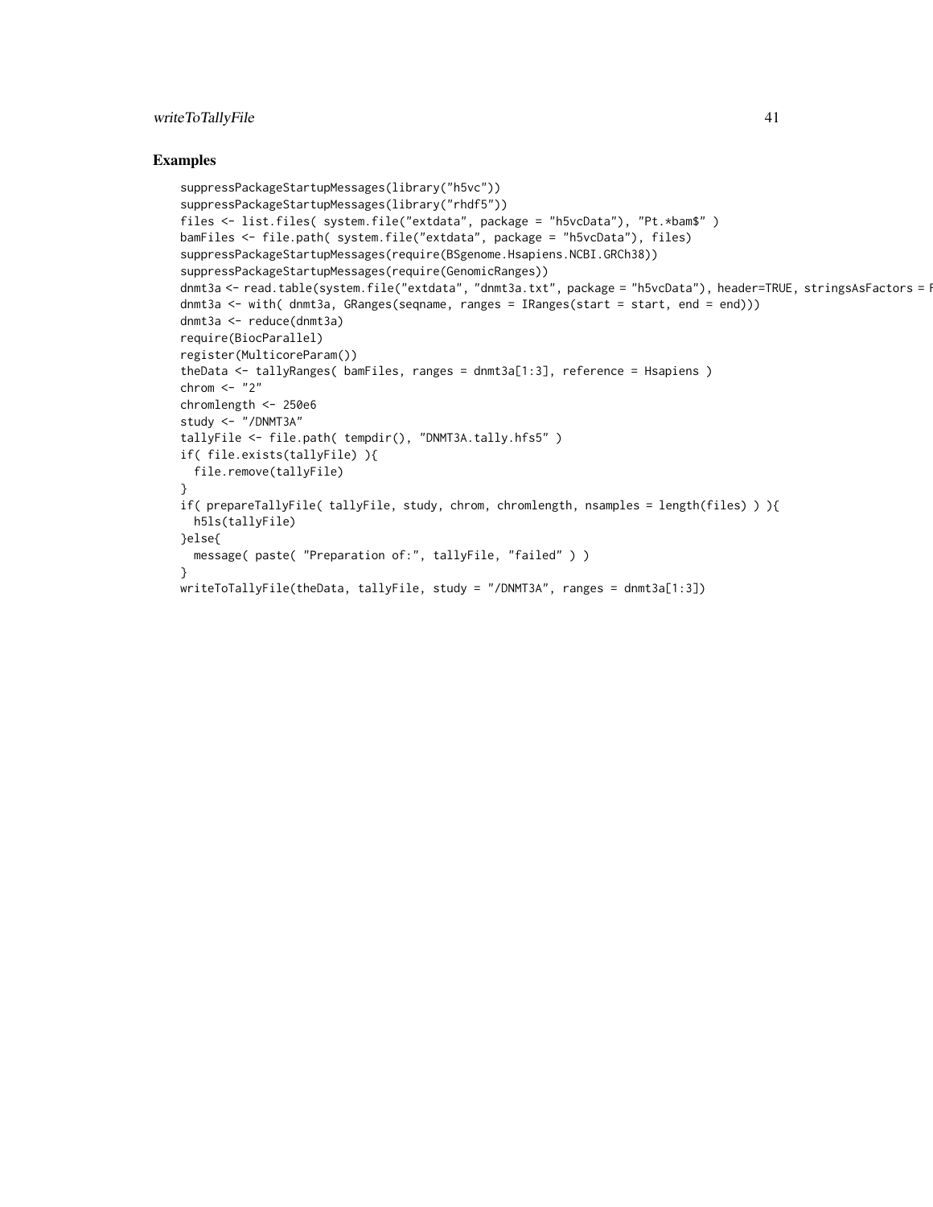## Examples

```
suppressPackageStartupMessages(library("h5vc"))
suppressPackageStartupMessages(library("rhdf5"))
files <- list.files( system.file("extdata", package = "h5vcData"), "Pt.*bam$" )
bamFiles <- file.path( system.file("extdata", package = "h5vcData"), files)
suppressPackageStartupMessages(require(BSgenome.Hsapiens.NCBI.GRCh38))
suppressPackageStartupMessages(require(GenomicRanges))
dnmt3a <- read.table(system.file("extdata", "dnmt3a.txt", package = "h5vcData"), header=TRUE, stringsAsFactors = F
dnmt3a <- with( dnmt3a, GRanges(seqname, ranges = IRanges(start = start, end = end)))
dnmt3a <- reduce(dnmt3a)
require(BiocParallel)
register(MulticoreParam())
theData <- tallyRanges( bamFiles, ranges = dnmt3a[1:3], reference = Hsapiens )
chrom <- "2"
chromlength <- 250e6
study <- "/DNMT3A"
tallyFile <- file.path( tempdir(), "DNMT3A.tally.hfs5" )
if( file.exists(tallyFile) ){
  file.remove(tallyFile)
}
if( prepareTallyFile( tallyFile, study, chrom, chromlength, nsamples = length(files) ) ){
  h5ls(tallyFile)
}else{
  message( paste( "Preparation of:", tallyFile, "failed" ) )
}
writeToTallyFile(theData, tallyFile, study = "/DNMT3A", ranges = dnmt3a[1:3])
```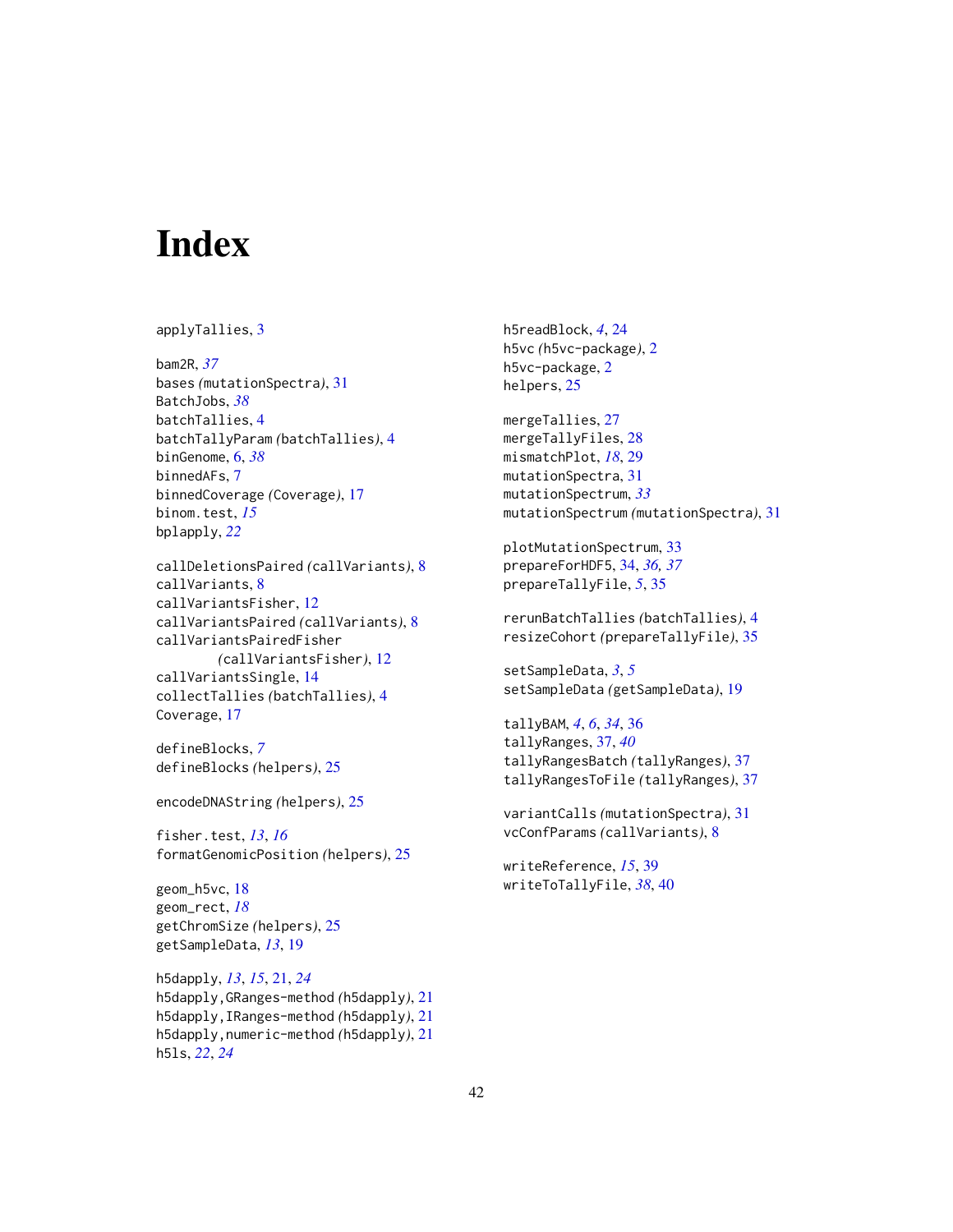# Index

applyTallies, 3

bam2R, *37*
bases *(mutationSpectra)*, 31
BatchJobs, *38*
batchTallies, 4
batchTallyParam *(batchTallies)*, 4
binGenome, 6, *38*
binnedAFs, 7
binnedCoverage *(Coverage)*, 17
binom.test, *15*
bplapply, *22*

callDeletionsPaired *(callVariants)*, 8
callVariants, 8
callVariantsFisher, 12
callVariantsPaired *(callVariants)*, 8
callVariantsPairedFisher *(callVariantsFisher)*, 12
callVariantsSingle, 14
collectTallies *(batchTallies)*, 4
Coverage, 17

defineBlocks, *7*
defineBlocks *(helpers)*, 25

encodeDNAString *(helpers)*, 25

fisher.test, *13*, *16*
formatGenomicPosition *(helpers)*, 25

geom_h5vc, 18
geom_rect, *18*
getChromSize *(helpers)*, 25
getSampleData, *13*, 19

h5dapply, *13*, *15*, 21, *24*
h5dapply,GRanges-method *(h5dapply)*, 21
h5dapply,IRanges-method *(h5dapply)*, 21
h5dapply,numeric-method *(h5dapply)*, 21
h5ls, *22*, *24*
h5readBlock, *4*, 24
h5vc *(h5vc-package)*, 2
h5vc-package, 2
helpers, 25

mergeTallies, 27
mergeTallyFiles, 28
mismatchPlot, *18*, 29
mutationSpectra, 31
mutationSpectrum, *33*
mutationSpectrum *(mutationSpectra)*, 31

plotMutationSpectrum, 33
prepareForHDF5, 34, *36*, *37*
prepareTallyFile, *5*, 35

rerunBatchTallies *(batchTallies)*, 4
resizeCohort *(prepareTallyFile)*, 35

setSampleData, *3*, *5*
setSampleData *(getSampleData)*, 19

tallyBAM, *4*, *6*, *34*, 36
tallyRanges, 37, *40*
tallyRangesBatch *(tallyRanges)*, 37
tallyRangesToFile *(tallyRanges)*, 37

variantCalls *(mutationSpectra)*, 31
vcConfParams *(callVariants)*, 8

writeReference, *15*, 39
writeToTallyFile, *38*, 40